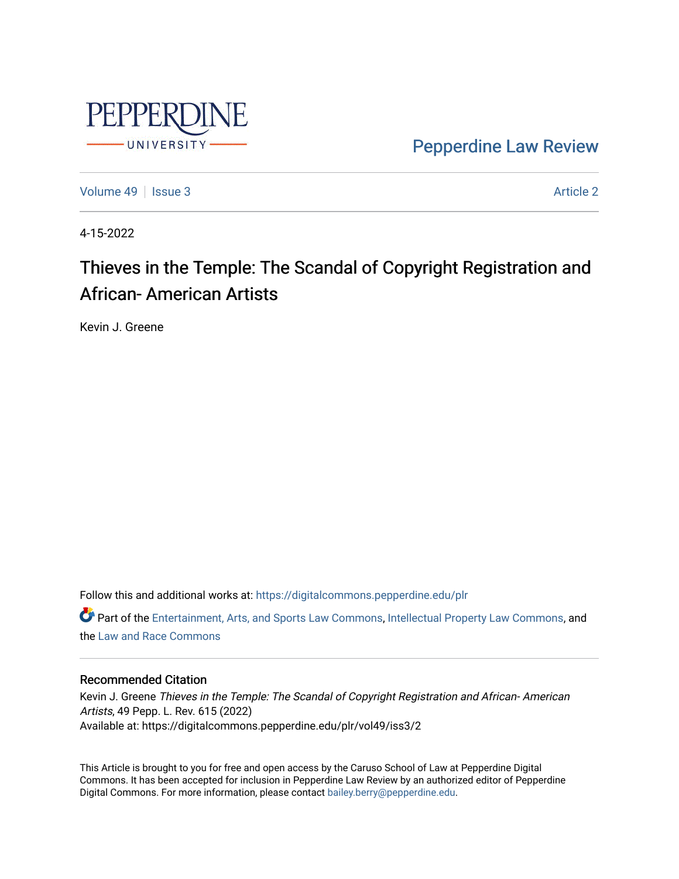Pepperdine Law Review

Volume 49 | Issue 3 | Article 2

4-15-2022

# Thieves in the Temple: The Scandal of Copyright Registration and African- American Artists

Kevin J. Greene

Follow this and additional works at: https://digitalcommons.pepperdine.edu/plr

Part of the Entertainment, Arts, and Sports Law Commons, Intellectual Property Law Commons, and the Law and Race Commons

## Recommended Citation

Kevin J. Greene *Thieves in the Temple: The Scandal of Copyright Registration and African- American Artists*, 49 Pepp. L. Rev. 615 (2022)
Available at: https://digitalcommons.pepperdine.edu/plr/vol49/iss3/2

This Article is brought to you for free and open access by the Caruso School of Law at Pepperdine Digital Commons. It has been accepted for inclusion in Pepperdine Law Review by an authorized editor of Pepperdine Digital Commons. For more information, please contact bailey.berry@pepperdine.edu.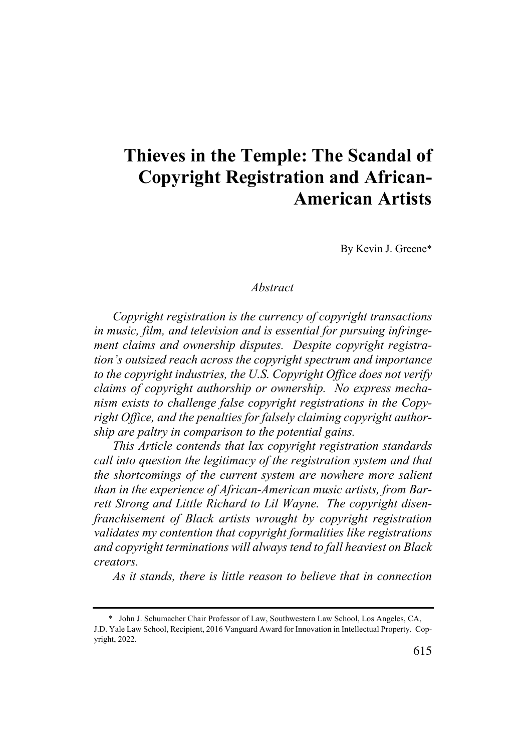# Thieves in the Temple: The Scandal of Copyright Registration and African-American Artists

By Kevin J. Greene*

*Abstract*

*Copyright registration is the currency of copyright transactions in music, film, and television and is essential for pursuing infringement claims and ownership disputes. Despite copyright registration's outsized reach across the copyright spectrum and importance to the copyright industries, the U.S. Copyright Office does not verify claims of copyright authorship or ownership. No express mechanism exists to challenge false copyright registrations in the Copyright Office, and the penalties for falsely claiming copyright authorship are paltry in comparison to the potential gains.*

*This Article contends that lax copyright registration standards call into question the legitimacy of the registration system and that the shortcomings of the current system are nowhere more salient than in the experience of African-American music artists, from Barrett Strong and Little Richard to Lil Wayne. The copyright disenfranchisement of Black artists wrought by copyright registration validates my contention that copyright formalities like registrations and copyright terminations will always tend to fall heaviest on Black creators.*

*As it stands, there is little reason to believe that in connection*

---

\* John J. Schumacher Chair Professor of Law, Southwestern Law School, Los Angeles, CA, J.D. Yale Law School, Recipient, 2016 Vanguard Award for Innovation in Intellectual Property. Copyright, 2022.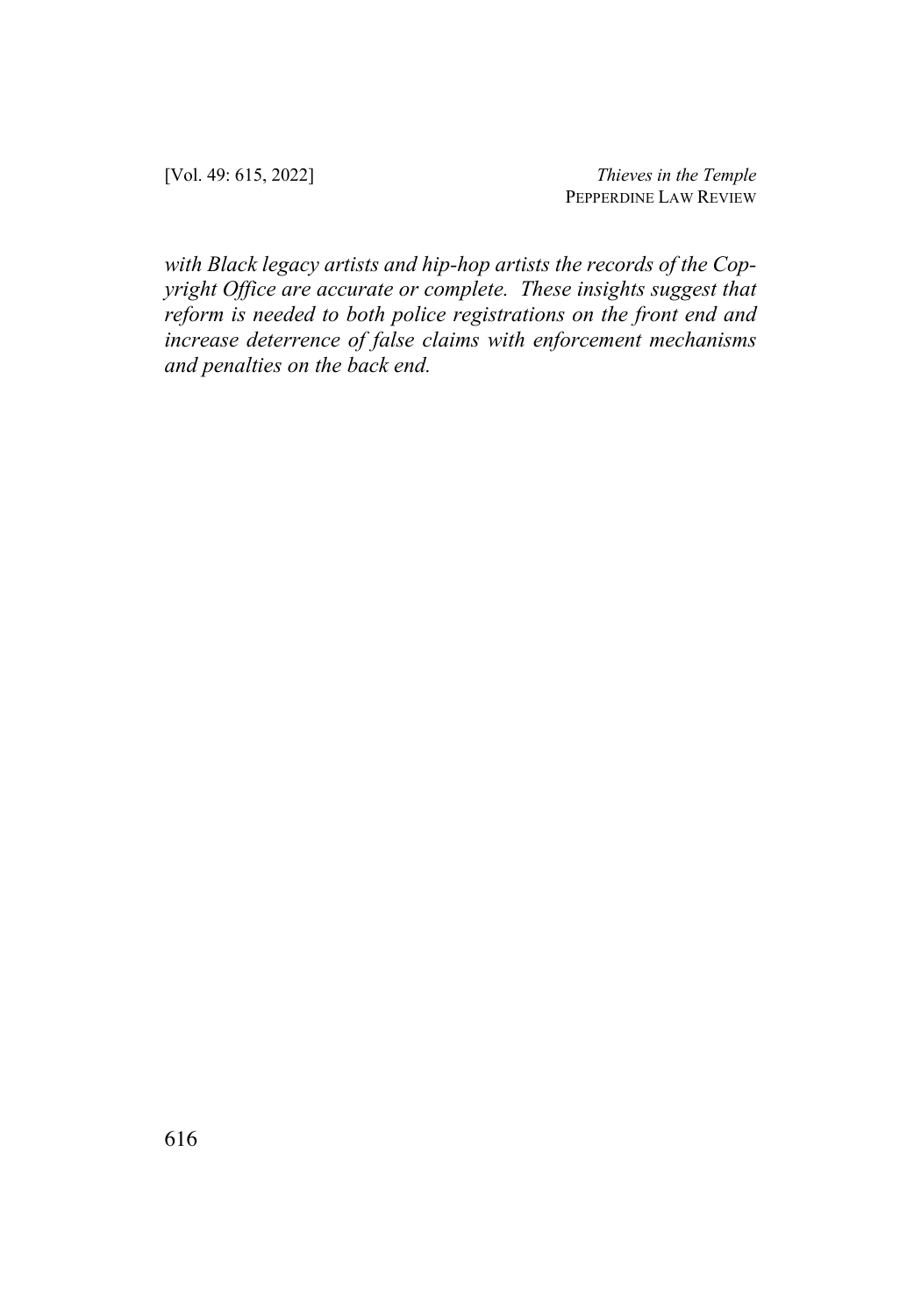*with Black legacy artists and hip-hop artists the records of the Copyright Office are accurate or complete. These insights suggest that reform is needed to both police registrations on the front end and increase deterrence of false claims with enforcement mechanisms and penalties on the back end.*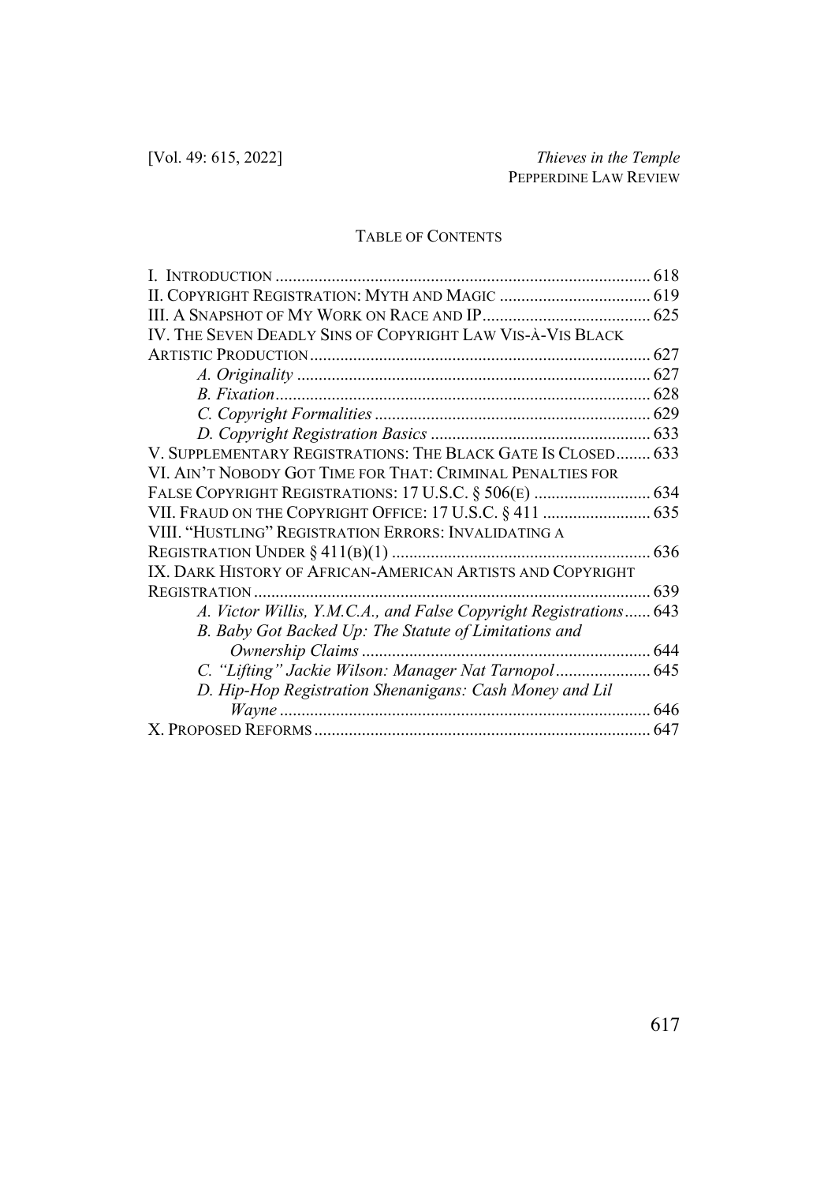## TABLE OF CONTENTS

I. INTRODUCTION ... 618
II. COPYRIGHT REGISTRATION: MYTH AND MAGIC ... 619
III. A SNAPSHOT OF MY WORK ON RACE AND IP ... 625
IV. THE SEVEN DEADLY SINS OF COPYRIGHT LAW VIS-À-VIS BLACK ARTISTIC PRODUCTION ... 627
  *A. Originality* ... 627
  *B. Fixation* ... 628
  *C. Copyright Formalities* ... 629
  *D. Copyright Registration Basics* ... 633
V. SUPPLEMENTARY REGISTRATIONS: THE BLACK GATE IS CLOSED ... 633
VI. AIN'T NOBODY GOT TIME FOR THAT: CRIMINAL PENALTIES FOR FALSE COPYRIGHT REGISTRATIONS: 17 U.S.C. § 506(E) ... 634
VII. FRAUD ON THE COPYRIGHT OFFICE: 17 U.S.C. § 411 ... 635
VIII. "HUSTLING" REGISTRATION ERRORS: INVALIDATING A REGISTRATION UNDER § 411(B)(1) ... 636
IX. DARK HISTORY OF AFRICAN-AMERICAN ARTISTS AND COPYRIGHT REGISTRATION ... 639
  *A. Victor Willis, Y.M.C.A., and False Copyright Registrations* ... 643
  *B. Baby Got Backed Up: The Statute of Limitations and Ownership Claims* ... 644
  *C. "Lifting" Jackie Wilson: Manager Nat Tarnopol* ... 645
  *D. Hip-Hop Registration Shenanigans: Cash Money and Lil Wayne* ... 646
X. PROPOSED REFORMS ... 647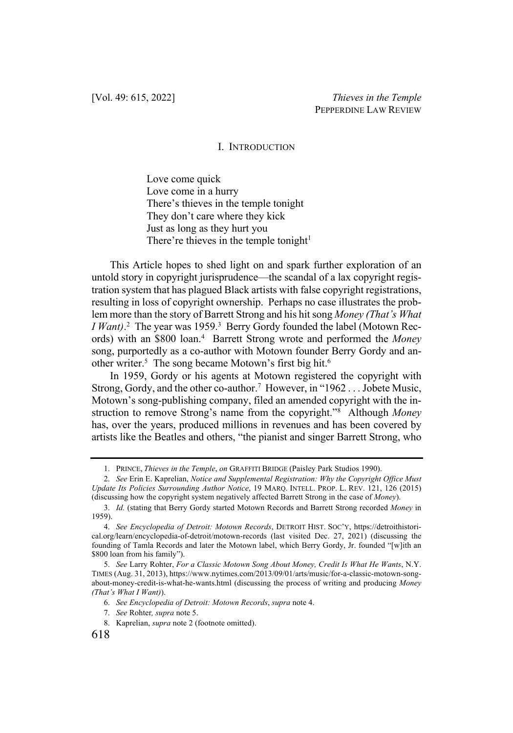## I. Introduction

> Love come quick
> Love come in a hurry
> There's thieves in the temple tonight
> They don't care where they kick
> Just as long as they hurt you
> There're thieves in the temple tonight[1]

This Article hopes to shed light on and spark further exploration of an untold story in copyright jurisprudence—the scandal of a lax copyright registration system that has plagued Black artists with false copyright registrations, resulting in loss of copyright ownership. Perhaps no case illustrates the problem more than the story of Barrett Strong and his hit song *Money (That's What I Want)*.[2] The year was 1959.[3] Berry Gordy founded the label (Motown Records) with an $800 loan.[4] Barrett Strong wrote and performed the *Money* song, purportedly as a co-author with Motown founder Berry Gordy and another writer.[5] The song became Motown's first big hit.[6]

In 1959, Gordy or his agents at Motown registered the copyright with Strong, Gordy, and the other co-author.[7] However, in "1962 . . . Jobete Music, Motown's song-publishing company, filed an amended copyright with the instruction to remove Strong's name from the copyright."[8] Although *Money* has, over the years, produced millions in revenues and has been covered by artists like the Beatles and others, "the pianist and singer Barrett Strong, who

---

1. Prince, *Thieves in the Temple*, *on* Graffiti Bridge (Paisley Park Studios 1990).

2. *See* Erin E. Kaprelian, *Notice and Supplemental Registration: Why the Copyright Office Must Update Its Policies Surrounding Author Notice*, 19 Marq. Intell. Prop. L. Rev. 121, 126 (2015) (discussing how the copyright system negatively affected Barrett Strong in the case of *Money*).

3. *Id.* (stating that Berry Gordy started Motown Records and Barrett Strong recorded *Money* in 1959).

4. *See Encyclopedia of Detroit: Motown Records*, Detroit Hist. Soc'y, https://detroithistorical.org/learn/encyclopedia-of-detroit/motown-records (last visited Dec. 27, 2021) (discussing the founding of Tamla Records and later the Motown label, which Berry Gordy, Jr. founded "[w]ith an $800 loan from his family").

5. *See* Larry Rohter, *For a Classic Motown Song About Money, Credit Is What He Wants*, N.Y. Times (Aug. 31, 2013), https://www.nytimes.com/2013/09/01/arts/music/for-a-classic-motown-song-about-money-credit-is-what-he-wants.html (discussing the process of writing and producing *Money (That's What I Want)*).

6. *See Encyclopedia of Detroit: Motown Records*, *supra* note 4.

7. *See* Rohter, *supra* note 5.

8. Kaprelian, *supra* note 2 (footnote omitted).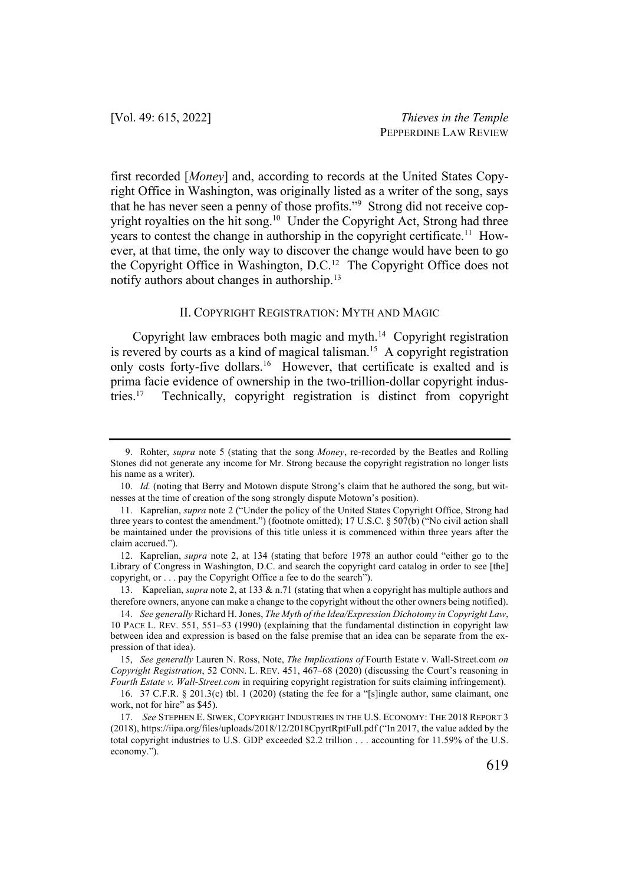first recorded [*Money*] and, according to records at the United States Copyright Office in Washington, was originally listed as a writer of the song, says that he has never seen a penny of those profits."[9] Strong did not receive copyright royalties on the hit song.[10] Under the Copyright Act, Strong had three years to contest the change in authorship in the copyright certificate.[11] However, at that time, the only way to discover the change would have been to go the Copyright Office in Washington, D.C.[12] The Copyright Office does not notify authors about changes in authorship.[13]

## II. COPYRIGHT REGISTRATION: MYTH AND MAGIC

Copyright law embraces both magic and myth.[14] Copyright registration is revered by courts as a kind of magical talisman.[15] A copyright registration only costs forty-five dollars.[16] However, that certificate is exalted and is prima facie evidence of ownership in the two-trillion-dollar copyright industries.[17] Technically, copyright registration is distinct from copyright

---

9. Rohter, *supra* note 5 (stating that the song *Money*, re-recorded by the Beatles and Rolling Stones did not generate any income for Mr. Strong because the copyright registration no longer lists his name as a writer).

10. *Id.* (noting that Berry and Motown dispute Strong's claim that he authored the song, but witnesses at the time of creation of the song strongly dispute Motown's position).

11. Kaprelian, *supra* note 2 ("Under the policy of the United States Copyright Office, Strong had three years to contest the amendment.") (footnote omitted); 17 U.S.C. § 507(b) ("No civil action shall be maintained under the provisions of this title unless it is commenced within three years after the claim accrued.").

12. Kaprelian, *supra* note 2, at 134 (stating that before 1978 an author could "either go to the Library of Congress in Washington, D.C. and search the copyright card catalog in order to see [the] copyright, or . . . pay the Copyright Office a fee to do the search").

13. Kaprelian, *supra* note 2, at 133 & n.71 (stating that when a copyright has multiple authors and therefore owners, anyone can make a change to the copyright without the other owners being notified).

14. *See generally* Richard H. Jones, *The Myth of the Idea/Expression Dichotomy in Copyright Law*, 10 PACE L. REV. 551, 551–53 (1990) (explaining that the fundamental distinction in copyright law between idea and expression is based on the false premise that an idea can be separate from the expression of that idea).

15, *See generally* Lauren N. Ross, Note, *The Implications of* Fourth Estate v. Wall-Street.com *on Copyright Registration*, 52 CONN. L. REV. 451, 467–68 (2020) (discussing the Court's reasoning in *Fourth Estate v. Wall-Street.com* in requiring copyright registration for suits claiming infringement).

16. 37 C.F.R. § 201.3(c) tbl. 1 (2020) (stating the fee for a "[s]ingle author, same claimant, one work, not for hire" as $45).

17. *See* STEPHEN E. SIWEK, COPYRIGHT INDUSTRIES IN THE U.S. ECONOMY: THE 2018 REPORT 3 (2018), https://iipa.org/files/uploads/2018/12/2018CpyrtRptFull.pdf ("In 2017, the value added by the total copyright industries to U.S. GDP exceeded $2.2 trillion . . . accounting for 11.59% of the U.S. economy.").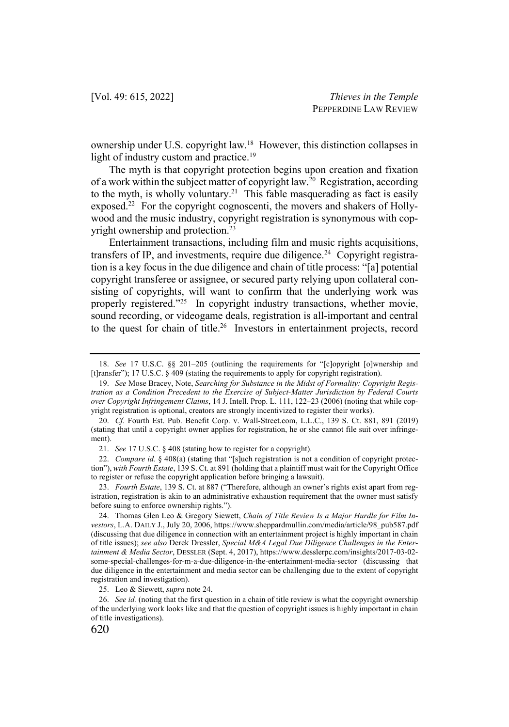ownership under U.S. copyright law.[18] However, this distinction collapses in light of industry custom and practice.[19]

The myth is that copyright protection begins upon creation and fixation of a work within the subject matter of copyright law.[20] Registration, according to the myth, is wholly voluntary.[21] This fable masquerading as fact is easily exposed.[22] For the copyright cognoscenti, the movers and shakers of Hollywood and the music industry, copyright registration is synonymous with copyright ownership and protection.[23]

Entertainment transactions, including film and music rights acquisitions, transfers of IP, and investments, require due diligence.[24] Copyright registration is a key focus in the due diligence and chain of title process: "[a] potential copyright transferee or assignee, or secured party relying upon collateral consisting of copyrights, will want to confirm that the underlying work was properly registered."[25] In copyright industry transactions, whether movie, sound recording, or videogame deals, registration is all-important and central to the quest for chain of title.[26] Investors in entertainment projects, record

---

18. *See* 17 U.S.C. §§ 201–205 (outlining the requirements for "[c]opyright [o]wnership and [t]ransfer"); 17 U.S.C. § 409 (stating the requirements to apply for copyright registration).

19. *See* Mose Bracey, Note, *Searching for Substance in the Midst of Formality: Copyright Registration as a Condition Precedent to the Exercise of Subject-Matter Jurisdiction by Federal Courts over Copyright Infringement Claims*, 14 J. Intell. Prop. L. 111, 122–23 (2006) (noting that while copyright registration is optional, creators are strongly incentivized to register their works).

20. *Cf.* Fourth Est. Pub. Benefit Corp. v. Wall-Street.com, L.L.C., 139 S. Ct. 881, 891 (2019) (stating that until a copyright owner applies for registration, he or she cannot file suit over infringement).

21. *See* 17 U.S.C. § 408 (stating how to register for a copyright).

22. *Compare id.* § 408(a) (stating that "[s]uch registration is not a condition of copyright protection"), *with Fourth Estate*, 139 S. Ct. at 891 (holding that a plaintiff must wait for the Copyright Office to register or refuse the copyright application before bringing a lawsuit).

23. *Fourth Estate*, 139 S. Ct. at 887 ("Therefore, although an owner's rights exist apart from registration, registration is akin to an administrative exhaustion requirement that the owner must satisfy before suing to enforce ownership rights.").

24. Thomas Glen Leo & Gregory Siewett, *Chain of Title Review Is a Major Hurdle for Film Investors*, L.A. DAILY J., July 20, 2006, https://www.sheppardmullin.com/media/article/98_pub587.pdf (discussing that due diligence in connection with an entertainment project is highly important in chain of title issues); *see also* Derek Dressler, *Special M&A Legal Due Diligence Challenges in the Entertainment & Media Sector*, DESSLER (Sept. 4, 2017), https://www.desslerpc.com/insights/2017-03-02-some-special-challenges-for-m-a-due-diligence-in-the-entertainment-media-sector (discussing that due diligence in the entertainment and media sector can be challenging due to the extent of copyright registration and investigation).

25. Leo & Siewett, *supra* note 24.

26. *See id.* (noting that the first question in a chain of title review is what the copyright ownership of the underlying work looks like and that the question of copyright issues is highly important in chain of title investigations).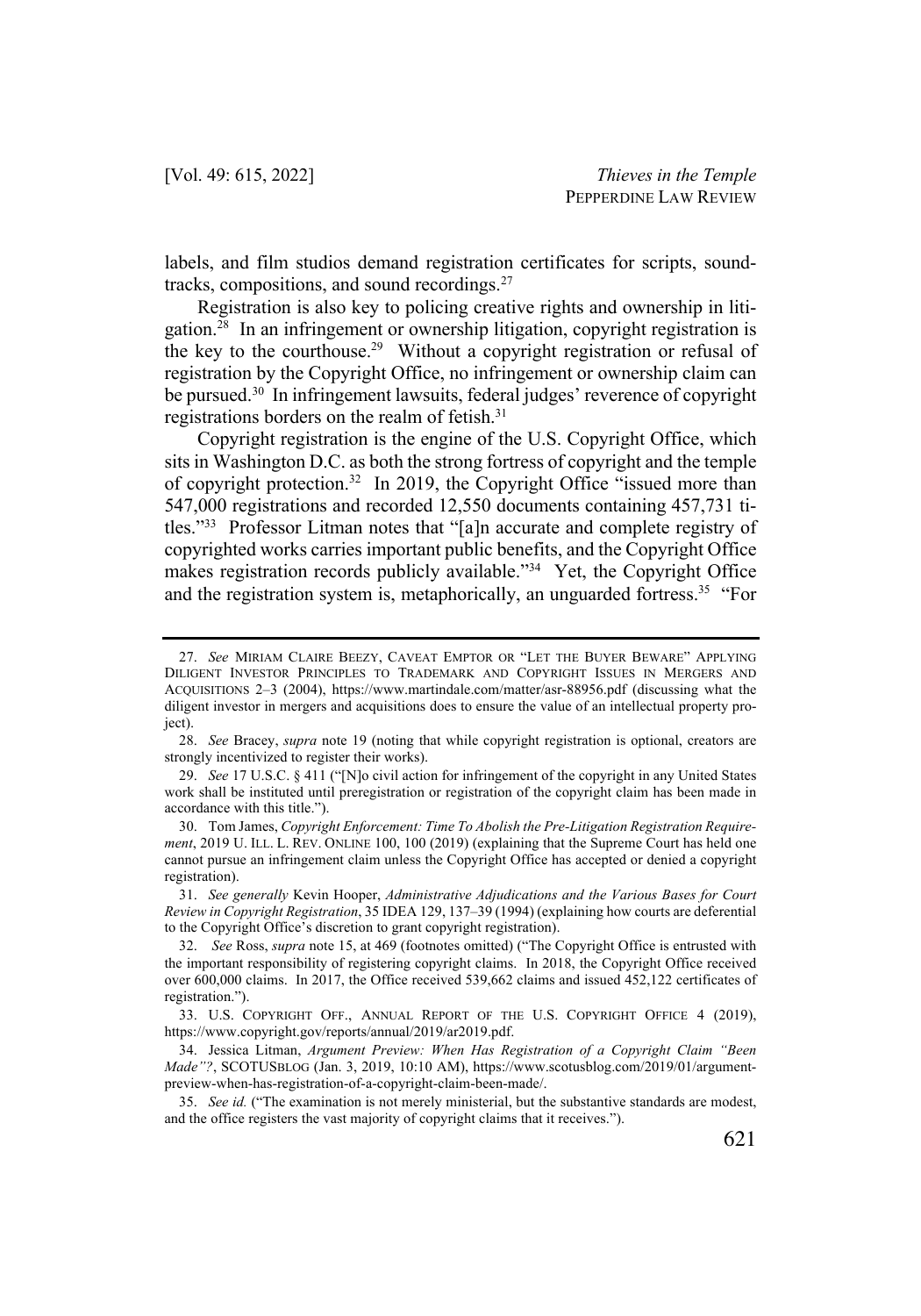labels, and film studios demand registration certificates for scripts, soundtracks, compositions, and sound recordings.[27]

Registration is also key to policing creative rights and ownership in litigation.[28] In an infringement or ownership litigation, copyright registration is the key to the courthouse.[29] Without a copyright registration or refusal of registration by the Copyright Office, no infringement or ownership claim can be pursued.[30] In infringement lawsuits, federal judges' reverence of copyright registrations borders on the realm of fetish.[31]

Copyright registration is the engine of the U.S. Copyright Office, which sits in Washington D.C. as both the strong fortress of copyright and the temple of copyright protection.[32] In 2019, the Copyright Office "issued more than 547,000 registrations and recorded 12,550 documents containing 457,731 titles."[33] Professor Litman notes that "[a]n accurate and complete registry of copyrighted works carries important public benefits, and the Copyright Office makes registration records publicly available."[34] Yet, the Copyright Office and the registration system is, metaphorically, an unguarded fortress.[35] "For

---

27. *See* MIRIAM CLAIRE BEEZY, CAVEAT EMPTOR OR "LET THE BUYER BEWARE" APPLYING DILIGENT INVESTOR PRINCIPLES TO TRADEMARK AND COPYRIGHT ISSUES IN MERGERS AND ACQUISITIONS 2–3 (2004), https://www.martindale.com/matter/asr-88956.pdf (discussing what the diligent investor in mergers and acquisitions does to ensure the value of an intellectual property project).

28. *See* Bracey, *supra* note 19 (noting that while copyright registration is optional, creators are strongly incentivized to register their works).

29. *See* 17 U.S.C. § 411 ("[N]o civil action for infringement of the copyright in any United States work shall be instituted until preregistration or registration of the copyright claim has been made in accordance with this title.").

30. Tom James, *Copyright Enforcement: Time To Abolish the Pre-Litigation Registration Requirement*, 2019 U. ILL. L. REV. ONLINE 100, 100 (2019) (explaining that the Supreme Court has held one cannot pursue an infringement claim unless the Copyright Office has accepted or denied a copyright registration).

31. *See generally* Kevin Hooper, *Administrative Adjudications and the Various Bases for Court Review in Copyright Registration*, 35 IDEA 129, 137–39 (1994) (explaining how courts are deferential to the Copyright Office's discretion to grant copyright registration).

32. *See* Ross, *supra* note 15, at 469 (footnotes omitted) ("The Copyright Office is entrusted with the important responsibility of registering copyright claims. In 2018, the Copyright Office received over 600,000 claims. In 2017, the Office received 539,662 claims and issued 452,122 certificates of registration.").

33. U.S. COPYRIGHT OFF., ANNUAL REPORT OF THE U.S. COPYRIGHT OFFICE 4 (2019), https://www.copyright.gov/reports/annual/2019/ar2019.pdf.

34. Jessica Litman, *Argument Preview: When Has Registration of a Copyright Claim "Been Made"?*, SCOTUSBLOG (Jan. 3, 2019, 10:10 AM), https://www.scotusblog.com/2019/01/argument-preview-when-has-registration-of-a-copyright-claim-been-made/.

35. *See id.* ("The examination is not merely ministerial, but the substantive standards are modest, and the office registers the vast majority of copyright claims that it receives.").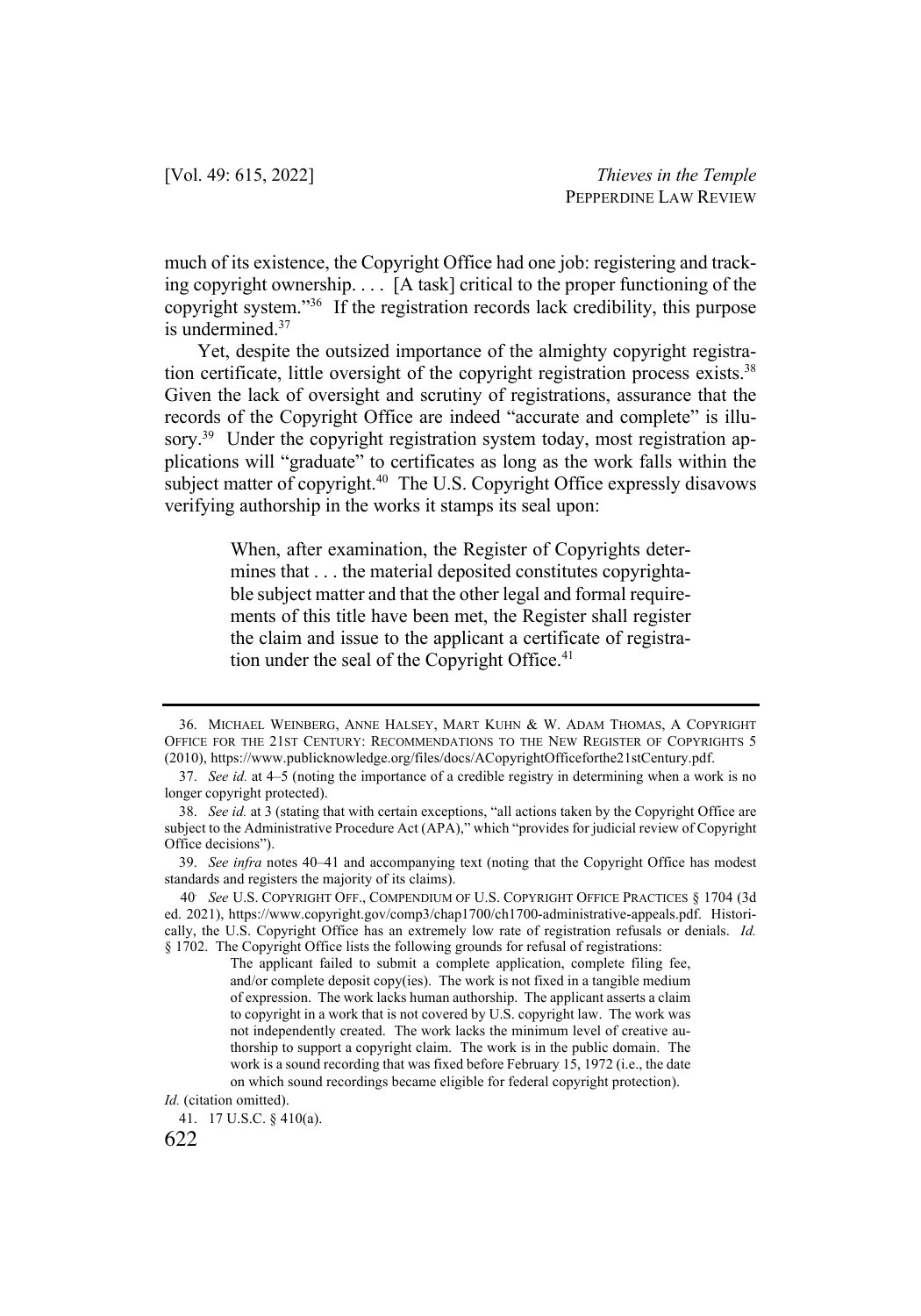much of its existence, the Copyright Office had one job: registering and tracking copyright ownership. . . . [A task] critical to the proper functioning of the copyright system."[36] If the registration records lack credibility, this purpose is undermined.[37]

Yet, despite the outsized importance of the almighty copyright registration certificate, little oversight of the copyright registration process exists.[38] Given the lack of oversight and scrutiny of registrations, assurance that the records of the Copyright Office are indeed "accurate and complete" is illusory.[39] Under the copyright registration system today, most registration applications will "graduate" to certificates as long as the work falls within the subject matter of copyright.[40] The U.S. Copyright Office expressly disavows verifying authorship in the works it stamps its seal upon:

> When, after examination, the Register of Copyrights determines that . . . the material deposited constitutes copyrightable subject matter and that the other legal and formal requirements of this title have been met, the Register shall register the claim and issue to the applicant a certificate of registration under the seal of the Copyright Office.[41]

---

36. MICHAEL WEINBERG, ANNE HALSEY, MART KUHN & W. ADAM THOMAS, A COPYRIGHT OFFICE FOR THE 21ST CENTURY: RECOMMENDATIONS TO THE NEW REGISTER OF COPYRIGHTS 5 (2010), https://www.publicknowledge.org/files/docs/ACopyrightOfficeforthe21stCentury.pdf.

37. *See id.* at 4–5 (noting the importance of a credible registry in determining when a work is no longer copyright protected).

38. *See id.* at 3 (stating that with certain exceptions, "all actions taken by the Copyright Office are subject to the Administrative Procedure Act (APA)," which "provides for judicial review of Copyright Office decisions").

39. *See infra* notes 40–41 and accompanying text (noting that the Copyright Office has modest standards and registers the majority of its claims).

40. *See* U.S. COPYRIGHT OFF., COMPENDIUM OF U.S. COPYRIGHT OFFICE PRACTICES § 1704 (3d ed. 2021), https://www.copyright.gov/comp3/chap1700/ch1700-administrative-appeals.pdf. Historically, the U.S. Copyright Office has an extremely low rate of registration refusals or denials. *Id.* § 1702. The Copyright Office lists the following grounds for refusal of registrations:

> The applicant failed to submit a complete application, complete filing fee, and/or complete deposit copy(ies). The work is not fixed in a tangible medium of expression. The work lacks human authorship. The applicant asserts a claim to copyright in a work that is not covered by U.S. copyright law. The work was not independently created. The work lacks the minimum level of creative authorship to support a copyright claim. The work is in the public domain. The work is a sound recording that was fixed before February 15, 1972 (i.e., the date on which sound recordings became eligible for federal copyright protection).

*Id.* (citation omitted).

41. 17 U.S.C. § 410(a).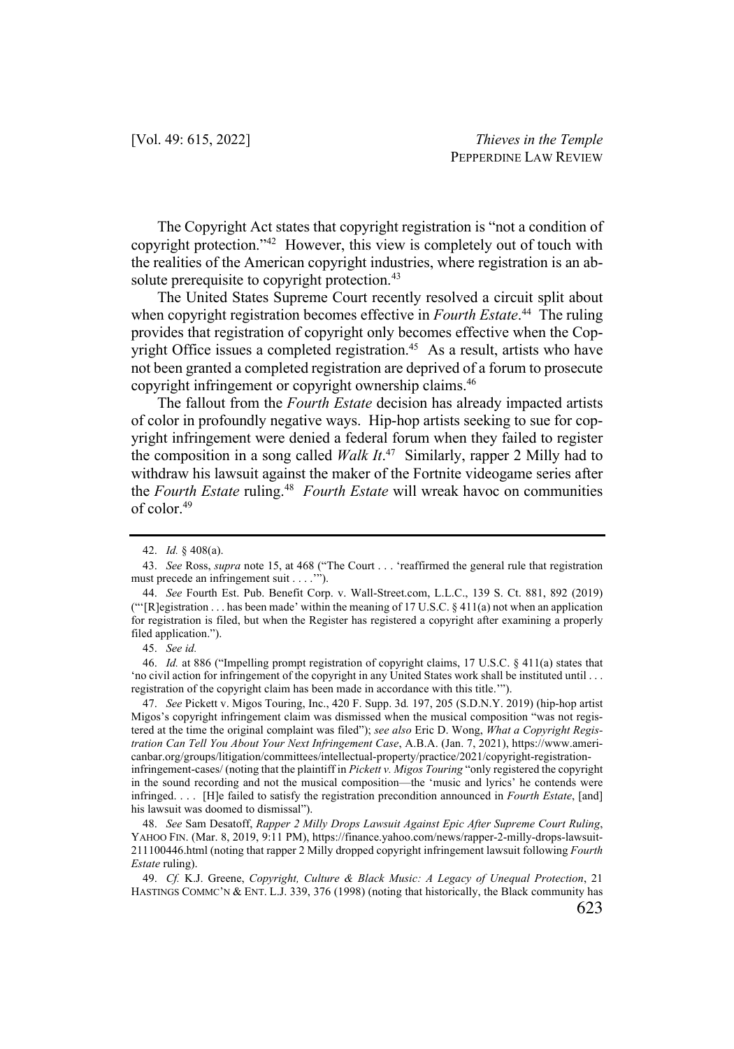The Copyright Act states that copyright registration is "not a condition of copyright protection."[42] However, this view is completely out of touch with the realities of the American copyright industries, where registration is an absolute prerequisite to copyright protection.[43]

The United States Supreme Court recently resolved a circuit split about when copyright registration becomes effective in *Fourth Estate*.[44] The ruling provides that registration of copyright only becomes effective when the Copyright Office issues a completed registration.[45] As a result, artists who have not been granted a completed registration are deprived of a forum to prosecute copyright infringement or copyright ownership claims.[46]

The fallout from the *Fourth Estate* decision has already impacted artists of color in profoundly negative ways. Hip-hop artists seeking to sue for copyright infringement were denied a federal forum when they failed to register the composition in a song called *Walk It*.[47] Similarly, rapper 2 Milly had to withdraw his lawsuit against the maker of the Fortnite videogame series after the *Fourth Estate* ruling.[48] *Fourth Estate* will wreak havoc on communities of color.[49]

---

42. *Id.* § 408(a).

43. *See* Ross, *supra* note 15, at 468 ("The Court . . . 'reaffirmed the general rule that registration must precede an infringement suit . . . .'").

44. *See* Fourth Est. Pub. Benefit Corp. v. Wall-Street.com, L.L.C., 139 S. Ct. 881, 892 (2019) ("'[R]egistration . . . has been made' within the meaning of 17 U.S.C. § 411(a) not when an application for registration is filed, but when the Register has registered a copyright after examining a properly filed application.").

45. *See id.*

46. *Id.* at 886 ("Impelling prompt registration of copyright claims, 17 U.S.C. § 411(a) states that 'no civil action for infringement of the copyright in any United States work shall be instituted until . . . registration of the copyright claim has been made in accordance with this title.'").

47. *See* Pickett v. Migos Touring, Inc., 420 F. Supp. 3d*.* 197, 205 (S.D.N.Y. 2019) (hip-hop artist Migos's copyright infringement claim was dismissed when the musical composition "was not registered at the time the original complaint was filed"); *see also* Eric D. Wong, *What a Copyright Registration Can Tell You About Your Next Infringement Case*, A.B.A. (Jan. 7, 2021), https://www.americanbar.org/groups/litigation/committees/intellectual-property/practice/2021/copyright-registration-infringement-cases/ (noting that the plaintiff in *Pickett v. Migos Touring* "only registered the copyright in the sound recording and not the musical composition—the 'music and lyrics' he contends were infringed. . . . [H]e failed to satisfy the registration precondition announced in *Fourth Estate*, [and] his lawsuit was doomed to dismissal").

48. *See* Sam Desatoff, *Rapper 2 Milly Drops Lawsuit Against Epic After Supreme Court Ruling*, YAHOO FIN. (Mar. 8, 2019, 9:11 PM), https://finance.yahoo.com/news/rapper-2-milly-drops-lawsuit-211100446.html (noting that rapper 2 Milly dropped copyright infringement lawsuit following *Fourth Estate* ruling).

49. *Cf.* K.J. Greene, *Copyright, Culture & Black Music: A Legacy of Unequal Protection*, 21 HASTINGS COMMC'N & ENT. L.J. 339, 376 (1998) (noting that historically, the Black community has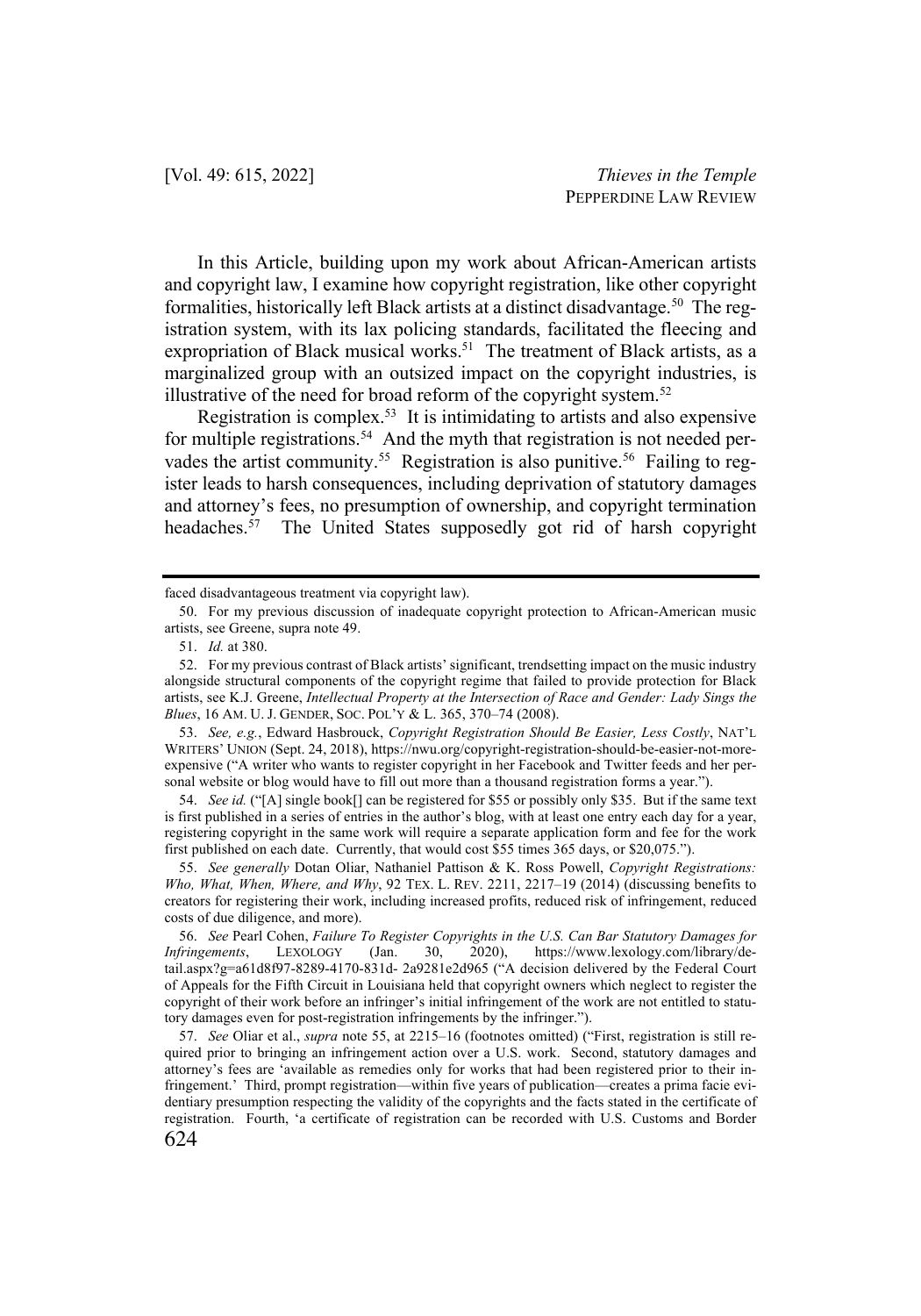In this Article, building upon my work about African-American artists and copyright law, I examine how copyright registration, like other copyright formalities, historically left Black artists at a distinct disadvantage.[50] The registration system, with its lax policing standards, facilitated the fleecing and expropriation of Black musical works.[51] The treatment of Black artists, as a marginalized group with an outsized impact on the copyright industries, is illustrative of the need for broad reform of the copyright system.[52]

Registration is complex.[53] It is intimidating to artists and also expensive for multiple registrations.[54] And the myth that registration is not needed pervades the artist community.[55] Registration is also punitive.[56] Failing to register leads to harsh consequences, including deprivation of statutory damages and attorney's fees, no presumption of ownership, and copyright termination headaches.[57] The United States supposedly got rid of harsh copyright

---

faced disadvantageous treatment via copyright law).

50. For my previous discussion of inadequate copyright protection to African-American music artists, see Greene, supra note 49.

51. *Id.* at 380.

52. For my previous contrast of Black artists' significant, trendsetting impact on the music industry alongside structural components of the copyright regime that failed to provide protection for Black artists, see K.J. Greene, *Intellectual Property at the Intersection of Race and Gender: Lady Sings the Blues*, 16 AM. U. J. GENDER, SOC. POL'Y & L. 365, 370–74 (2008).

53. *See, e.g.*, Edward Hasbrouck, *Copyright Registration Should Be Easier, Less Costly*, NAT'L WRITERS' UNION (Sept. 24, 2018), https://nwu.org/copyright-registration-should-be-easier-not-more-expensive ("A writer who wants to register copyright in her Facebook and Twitter feeds and her personal website or blog would have to fill out more than a thousand registration forms a year.").

54. *See id.* ("[A] single book[] can be registered for $55 or possibly only $35. But if the same text is first published in a series of entries in the author's blog, with at least one entry each day for a year, registering copyright in the same work will require a separate application form and fee for the work first published on each date. Currently, that would cost $55 times 365 days, or $20,075.").

55. *See generally* Dotan Oliar, Nathaniel Pattison & K. Ross Powell, *Copyright Registrations: Who, What, When, Where, and Why*, 92 TEX. L. REV. 2211, 2217–19 (2014) (discussing benefits to creators for registering their work, including increased profits, reduced risk of infringement, reduced costs of due diligence, and more).

56. *See* Pearl Cohen, *Failure To Register Copyrights in the U.S. Can Bar Statutory Damages for Infringements*, LEXOLOGY (Jan. 30, 2020), https://www.lexology.com/library/detail.aspx?g=a61d8f97-8289-4170-831d- 2a9281e2d965 ("A decision delivered by the Federal Court of Appeals for the Fifth Circuit in Louisiana held that copyright owners which neglect to register the copyright of their work before an infringer's initial infringement of the work are not entitled to statutory damages even for post-registration infringements by the infringer.").

57. *See* Oliar et al., *supra* note 55, at 2215–16 (footnotes omitted) ("First, registration is still required prior to bringing an infringement action over a U.S. work. Second, statutory damages and attorney's fees are 'available as remedies only for works that had been registered prior to their infringement.' Third, prompt registration—within five years of publication—creates a prima facie evidentiary presumption respecting the validity of the copyrights and the facts stated in the certificate of registration. Fourth, 'a certificate of registration can be recorded with U.S. Customs and Border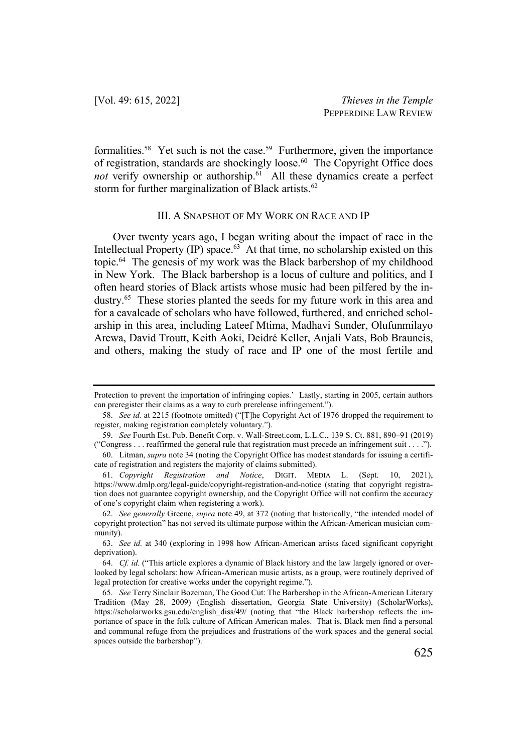formalities.[58] Yet such is not the case.[59] Furthermore, given the importance of registration, standards are shockingly loose.[60] The Copyright Office does *not* verify ownership or authorship.[61] All these dynamics create a perfect storm for further marginalization of Black artists.[62]

## III. A Snapshot of My Work on Race and IP

Over twenty years ago, I began writing about the impact of race in the Intellectual Property (IP) space.[63] At that time, no scholarship existed on this topic.[64] The genesis of my work was the Black barbershop of my childhood in New York. The Black barbershop is a locus of culture and politics, and I often heard stories of Black artists whose music had been pilfered by the industry.[65] These stories planted the seeds for my future work in this area and for a cavalcade of scholars who have followed, furthered, and enriched scholarship in this area, including Lateef Mtima, Madhavi Sunder, Olufunmilayo Arewa, David Troutt, Keith Aoki, Deidré Keller, Anjali Vats, Bob Brauneis, and others, making the study of race and IP one of the most fertile and

---

Protection to prevent the importation of infringing copies.' Lastly, starting in 2005, certain authors can preregister their claims as a way to curb prerelease infringement.").

58. *See id.* at 2215 (footnote omitted) ("[T]he Copyright Act of 1976 dropped the requirement to register, making registration completely voluntary.").

59. *See* Fourth Est. Pub. Benefit Corp. v. Wall-Street.com, L.L.C., 139 S. Ct. 881, 890–91 (2019) ("Congress . . . reaffirmed the general rule that registration must precede an infringement suit . . . .").

60. Litman, *supra* note 34 (noting the Copyright Office has modest standards for issuing a certificate of registration and registers the majority of claims submitted).

61. *Copyright Registration and Notice*, DIGIT. MEDIA L. (Sept. 10, 2021), https://www.dmlp.org/legal-guide/copyright-registration-and-notice (stating that copyright registration does not guarantee copyright ownership, and the Copyright Office will not confirm the accuracy of one's copyright claim when registering a work).

62. *See generally* Greene, *supra* note 49, at 372 (noting that historically, "the intended model of copyright protection" has not served its ultimate purpose within the African-American musician community).

63. *See id.* at 340 (exploring in 1998 how African-American artists faced significant copyright deprivation).

64. *Cf. id.* ("This article explores a dynamic of Black history and the law largely ignored or overlooked by legal scholars: how African-American music artists, as a group, were routinely deprived of legal protection for creative works under the copyright regime.").

65. *See* Terry Sinclair Bozeman, The Good Cut: The Barbershop in the African-American Literary Tradition (May 28, 2009) (English dissertation, Georgia State University) (ScholarWorks), https://scholarworks.gsu.edu/english_diss/49/ (noting that "the Black barbershop reflects the importance of space in the folk culture of African American males. That is, Black men find a personal and communal refuge from the prejudices and frustrations of the work spaces and the general social spaces outside the barbershop").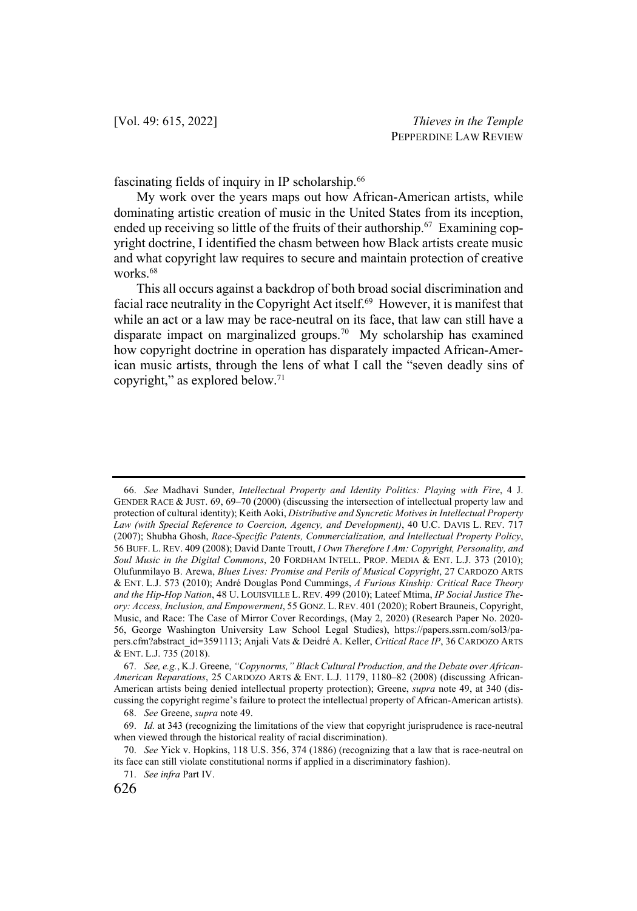fascinating fields of inquiry in IP scholarship.[66]

My work over the years maps out how African-American artists, while dominating artistic creation of music in the United States from its inception, ended up receiving so little of the fruits of their authorship.[67] Examining copyright doctrine, I identified the chasm between how Black artists create music and what copyright law requires to secure and maintain protection of creative works.[68]

This all occurs against a backdrop of both broad social discrimination and facial race neutrality in the Copyright Act itself.[69] However, it is manifest that while an act or a law may be race-neutral on its face, that law can still have a disparate impact on marginalized groups.[70] My scholarship has examined how copyright doctrine in operation has disparately impacted African-American music artists, through the lens of what I call the "seven deadly sins of copyright," as explored below.[71]

---

66. *See* Madhavi Sunder, *Intellectual Property and Identity Politics: Playing with Fire*, 4 J. GENDER RACE & JUST. 69, 69–70 (2000) (discussing the intersection of intellectual property law and protection of cultural identity); Keith Aoki, *Distributive and Syncretic Motives in Intellectual Property Law (with Special Reference to Coercion, Agency, and Development)*, 40 U.C. DAVIS L. REV. 717 (2007); Shubha Ghosh, *Race-Specific Patents, Commercialization, and Intellectual Property Policy*, 56 BUFF. L. REV. 409 (2008); David Dante Troutt, *I Own Therefore I Am: Copyright, Personality, and Soul Music in the Digital Commons*, 20 FORDHAM INTELL. PROP. MEDIA & ENT. L.J. 373 (2010); Olufunmilayo B. Arewa, *Blues Lives: Promise and Perils of Musical Copyright*, 27 CARDOZO ARTS & ENT. L.J. 573 (2010); André Douglas Pond Cummings, *A Furious Kinship: Critical Race Theory and the Hip-Hop Nation*, 48 U. LOUISVILLE L. REV. 499 (2010); Lateef Mtima, *IP Social Justice Theory: Access, Inclusion, and Empowerment*, 55 GONZ. L. REV. 401 (2020); Robert Brauneis, Copyright, Music, and Race: The Case of Mirror Cover Recordings, (May 2, 2020) (Research Paper No. 2020-56, George Washington University Law School Legal Studies), https://papers.ssrn.com/sol3/papers.cfm?abstract_id=3591113; Anjali Vats & Deidré A. Keller, *Critical Race IP*, 36 CARDOZO ARTS & ENT. L.J. 735 (2018).

67. *See, e.g.*, K.J. Greene, *"Copynorms," Black Cultural Production, and the Debate over African-American Reparations*, 25 CARDOZO ARTS & ENT. L.J. 1179, 1180–82 (2008) (discussing African-American artists being denied intellectual property protection); Greene, *supra* note 49, at 340 (discussing the copyright regime's failure to protect the intellectual property of African-American artists).

68. *See* Greene, *supra* note 49.

69. *Id.* at 343 (recognizing the limitations of the view that copyright jurisprudence is race-neutral when viewed through the historical reality of racial discrimination).

70. *See* Yick v. Hopkins, 118 U.S. 356, 374 (1886) (recognizing that a law that is race-neutral on its face can still violate constitutional norms if applied in a discriminatory fashion).

71. *See infra* Part IV.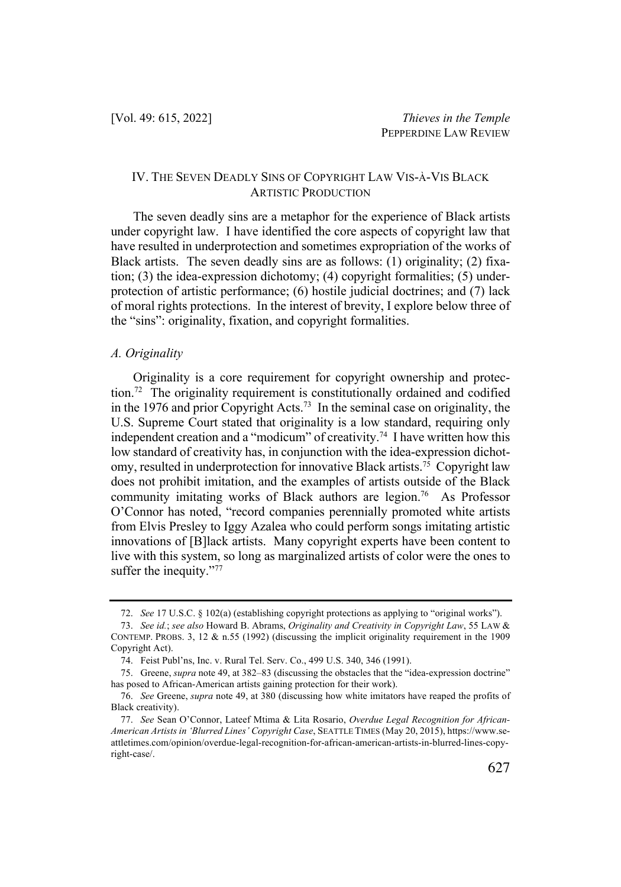## IV. The Seven Deadly Sins of Copyright Law Vis-à-Vis Black Artistic Production

The seven deadly sins are a metaphor for the experience of Black artists under copyright law. I have identified the core aspects of copyright law that have resulted in underprotection and sometimes expropriation of the works of Black artists. The seven deadly sins are as follows: (1) originality; (2) fixation; (3) the idea-expression dichotomy; (4) copyright formalities; (5) underprotection of artistic performance; (6) hostile judicial doctrines; and (7) lack of moral rights protections. In the interest of brevity, I explore below three of the "sins": originality, fixation, and copyright formalities.

### *A. Originality*

Originality is a core requirement for copyright ownership and protection.[72] The originality requirement is constitutionally ordained and codified in the 1976 and prior Copyright Acts.[73] In the seminal case on originality, the U.S. Supreme Court stated that originality is a low standard, requiring only independent creation and a "modicum" of creativity.[74] I have written how this low standard of creativity has, in conjunction with the idea-expression dichotomy, resulted in underprotection for innovative Black artists.[75] Copyright law does not prohibit imitation, and the examples of artists outside of the Black community imitating works of Black authors are legion.[76] As Professor O'Connor has noted, "record companies perennially promoted white artists from Elvis Presley to Iggy Azalea who could perform songs imitating artistic innovations of [B]lack artists. Many copyright experts have been content to live with this system, so long as marginalized artists of color were the ones to suffer the inequity."[77]

---

72. *See* 17 U.S.C. § 102(a) (establishing copyright protections as applying to "original works").

73. *See id.*; *see also* Howard B. Abrams, *Originality and Creativity in Copyright Law*, 55 LAW & CONTEMP. PROBS. 3, 12 & n.55 (1992) (discussing the implicit originality requirement in the 1909 Copyright Act).

74. Feist Publ'ns, Inc. v. Rural Tel. Serv. Co., 499 U.S. 340, 346 (1991).

75. Greene, *supra* note 49, at 382–83 (discussing the obstacles that the "idea-expression doctrine" has posed to African-American artists gaining protection for their work).

76. *See* Greene, *supra* note 49, at 380 (discussing how white imitators have reaped the profits of Black creativity).

77. *See* Sean O'Connor, Lateef Mtima & Lita Rosario, *Overdue Legal Recognition for African-American Artists in 'Blurred Lines' Copyright Case*, SEATTLE TIMES (May 20, 2015), https://www.seattletimes.com/opinion/overdue-legal-recognition-for-african-american-artists-in-blurred-lines-copyright-case/.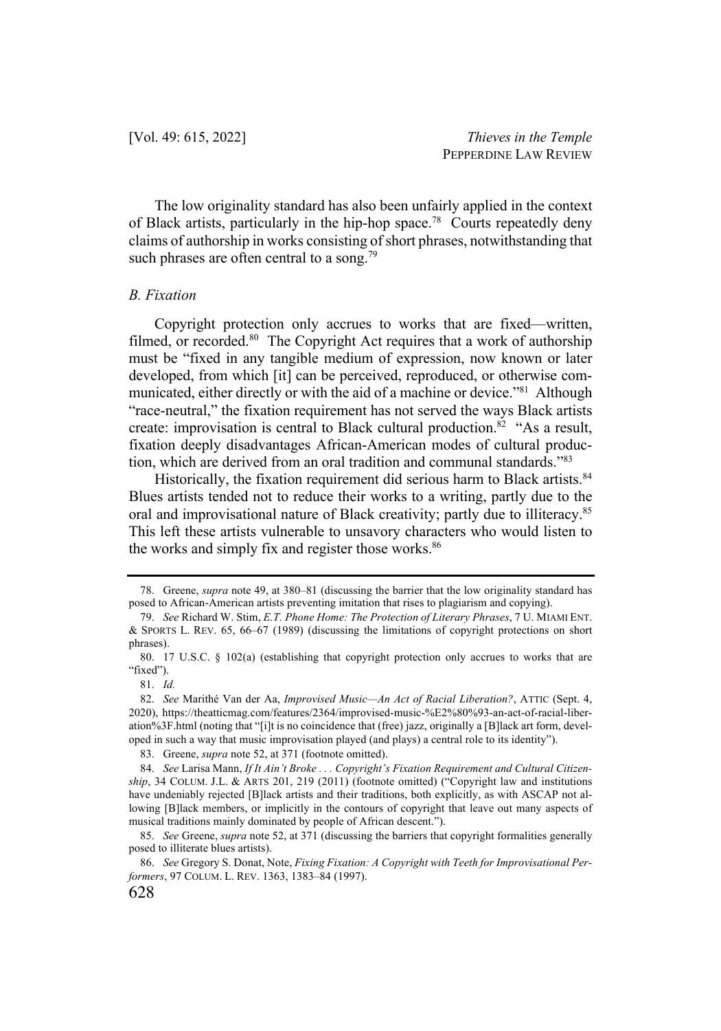The low originality standard has also been unfairly applied in the context of Black artists, particularly in the hip-hop space.[78] Courts repeatedly deny claims of authorship in works consisting of short phrases, notwithstanding that such phrases are often central to a song.[79]

### *B. Fixation*

Copyright protection only accrues to works that are fixed—written, filmed, or recorded.[80] The Copyright Act requires that a work of authorship must be "fixed in any tangible medium of expression, now known or later developed, from which [it] can be perceived, reproduced, or otherwise communicated, either directly or with the aid of a machine or device."[81] Although "race-neutral," the fixation requirement has not served the ways Black artists create: improvisation is central to Black cultural production.[82] "As a result, fixation deeply disadvantages African-American modes of cultural production, which are derived from an oral tradition and communal standards."[83]

Historically, the fixation requirement did serious harm to Black artists.[84] Blues artists tended not to reduce their works to a writing, partly due to the oral and improvisational nature of Black creativity; partly due to illiteracy.[85] This left these artists vulnerable to unsavory characters who would listen to the works and simply fix and register those works.[86]

---

78. Greene, *supra* note 49, at 380–81 (discussing the barrier that the low originality standard has posed to African-American artists preventing imitation that rises to plagiarism and copying).

79. *See* Richard W. Stim, *E.T. Phone Home: The Protection of Literary Phrases*, 7 U. MIAMI ENT. & SPORTS L. REV. 65, 66–67 (1989) (discussing the limitations of copyright protections on short phrases).

80. 17 U.S.C. § 102(a) (establishing that copyright protection only accrues to works that are "fixed").

81. *Id.*

82. *See* Marithé Van der Aa, *Improvised Music—An Act of Racial Liberation?*, ATTIC (Sept. 4, 2020), https://theatticmag.com/features/2364/improvised-music-%E2%80%93-an-act-of-racial-liberation%3F.html (noting that "[i]t is no coincidence that (free) jazz, originally a [B]lack art form, developed in such a way that music improvisation played (and plays) a central role to its identity").

83. Greene, *supra* note 52, at 371 (footnote omitted).

84. *See* Larisa Mann, *If It Ain't Broke . . . Copyright's Fixation Requirement and Cultural Citizenship*, 34 COLUM. J.L. & ARTS 201, 219 (2011) (footnote omitted) ("Copyright law and institutions have undeniably rejected [B]lack artists and their traditions, both explicitly, as with ASCAP not allowing [B]lack members, or implicitly in the contours of copyright that leave out many aspects of musical traditions mainly dominated by people of African descent.").

85. *See* Greene, *supra* note 52, at 371 (discussing the barriers that copyright formalities generally posed to illiterate blues artists).

86. *See* Gregory S. Donat, Note, *Fixing Fixation: A Copyright with Teeth for Improvisational Performers*, 97 COLUM. L. REV. 1363, 1383–84 (1997).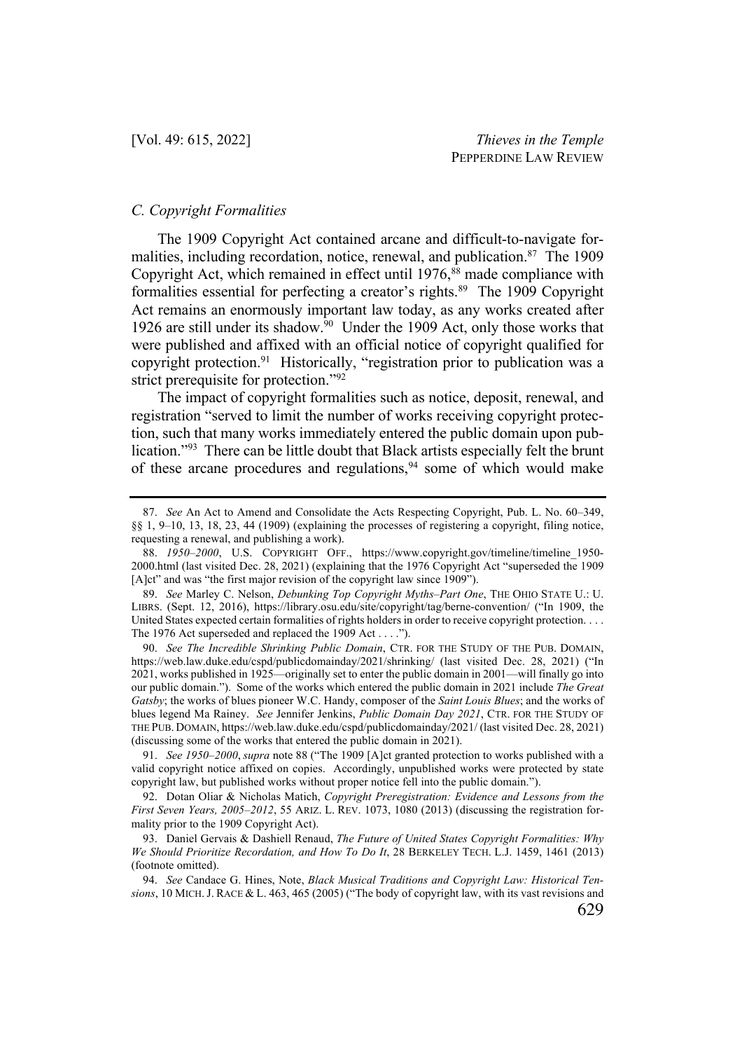### C. Copyright Formalities

The 1909 Copyright Act contained arcane and difficult-to-navigate formalities, including recordation, notice, renewal, and publication.[87] The 1909 Copyright Act, which remained in effect until 1976,[88] made compliance with formalities essential for perfecting a creator's rights.[89] The 1909 Copyright Act remains an enormously important law today, as any works created after 1926 are still under its shadow.[90] Under the 1909 Act, only those works that were published and affixed with an official notice of copyright qualified for copyright protection.[91] Historically, "registration prior to publication was a strict prerequisite for protection."[92]

The impact of copyright formalities such as notice, deposit, renewal, and registration "served to limit the number of works receiving copyright protection, such that many works immediately entered the public domain upon publication."[93] There can be little doubt that Black artists especially felt the brunt of these arcane procedures and regulations,[94] some of which would make

---

87. *See* An Act to Amend and Consolidate the Acts Respecting Copyright, Pub. L. No. 60–349, §§ 1, 9–10, 13, 18, 23, 44 (1909) (explaining the processes of registering a copyright, filing notice, requesting a renewal, and publishing a work).

88. *1950–2000*, U.S. COPYRIGHT OFF., https://www.copyright.gov/timeline/timeline_1950-2000.html (last visited Dec. 28, 2021) (explaining that the 1976 Copyright Act "superseded the 1909 [A]ct" and was "the first major revision of the copyright law since 1909").

89. *See* Marley C. Nelson, *Debunking Top Copyright Myths–Part One*, THE OHIO STATE U.: U. LIBRS. (Sept. 12, 2016), https://library.osu.edu/site/copyright/tag/berne-convention/ ("In 1909, the United States expected certain formalities of rights holders in order to receive copyright protection. . . . The 1976 Act superseded and replaced the 1909 Act . . . .").

90. *See The Incredible Shrinking Public Domain*, CTR. FOR THE STUDY OF THE PUB. DOMAIN, https://web.law.duke.edu/cspd/publicdomainday/2021/shrinking/ (last visited Dec. 28, 2021) ("In 2021, works published in 1925—originally set to enter the public domain in 2001—will finally go into our public domain."). Some of the works which entered the public domain in 2021 include *The Great Gatsby*; the works of blues pioneer W.C. Handy, composer of the *Saint Louis Blues*; and the works of blues legend Ma Rainey. *See* Jennifer Jenkins, *Public Domain Day 2021*, CTR. FOR THE STUDY OF THE PUB. DOMAIN, https://web.law.duke.edu/cspd/publicdomainday/2021/ (last visited Dec. 28, 2021) (discussing some of the works that entered the public domain in 2021).

91. *See 1950–2000*, *supra* note 88 ("The 1909 [A]ct granted protection to works published with a valid copyright notice affixed on copies. Accordingly, unpublished works were protected by state copyright law, but published works without proper notice fell into the public domain.").

92. Dotan Oliar & Nicholas Matich, *Copyright Preregistration: Evidence and Lessons from the First Seven Years, 2005–2012*, 55 ARIZ. L. REV. 1073, 1080 (2013) (discussing the registration formality prior to the 1909 Copyright Act).

93. Daniel Gervais & Dashiell Renaud, *The Future of United States Copyright Formalities: Why We Should Prioritize Recordation, and How To Do It*, 28 BERKELEY TECH. L.J. 1459, 1461 (2013) (footnote omitted).

94. *See* Candace G. Hines, Note, *Black Musical Traditions and Copyright Law: Historical Tensions*, 10 MICH. J. RACE & L. 463, 465 (2005) ("The body of copyright law, with its vast revisions and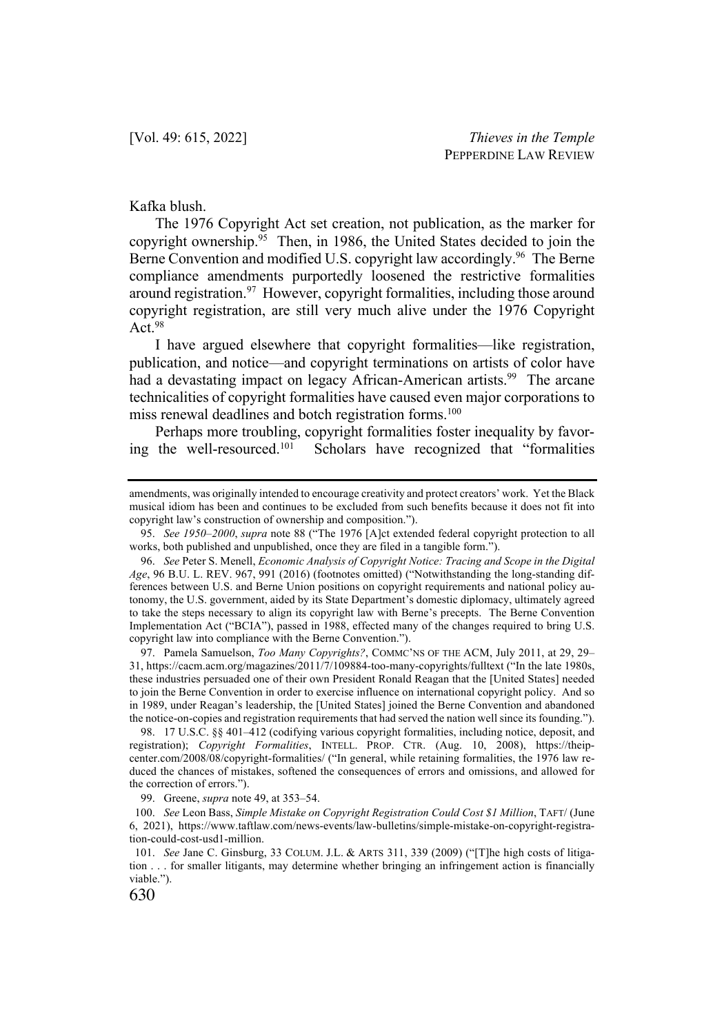Kafka blush.

The 1976 Copyright Act set creation, not publication, as the marker for copyright ownership.[95] Then, in 1986, the United States decided to join the Berne Convention and modified U.S. copyright law accordingly.[96] The Berne compliance amendments purportedly loosened the restrictive formalities around registration.[97] However, copyright formalities, including those around copyright registration, are still very much alive under the 1976 Copyright Act.[98]

I have argued elsewhere that copyright formalities—like registration, publication, and notice—and copyright terminations on artists of color have had a devastating impact on legacy African-American artists.[99] The arcane technicalities of copyright formalities have caused even major corporations to miss renewal deadlines and botch registration forms.[100]

Perhaps more troubling, copyright formalities foster inequality by favoring the well-resourced.[101] Scholars have recognized that "formalities

---

amendments, was originally intended to encourage creativity and protect creators' work. Yet the Black musical idiom has been and continues to be excluded from such benefits because it does not fit into copyright law's construction of ownership and composition.").

95. *See 1950–2000*, *supra* note 88 ("The 1976 [A]ct extended federal copyright protection to all works, both published and unpublished, once they are filed in a tangible form.").

96. *See* Peter S. Menell, *Economic Analysis of Copyright Notice: Tracing and Scope in the Digital Age*, 96 B.U. L. REV. 967, 991 (2016) (footnotes omitted) ("Notwithstanding the long-standing differences between U.S. and Berne Union positions on copyright requirements and national policy autonomy, the U.S. government, aided by its State Department's domestic diplomacy, ultimately agreed to take the steps necessary to align its copyright law with Berne's precepts. The Berne Convention Implementation Act ("BCIA"), passed in 1988, effected many of the changes required to bring U.S. copyright law into compliance with the Berne Convention.").

97. Pamela Samuelson, *Too Many Copyrights?*, COMMC'NS OF THE ACM, July 2011, at 29, 29–31, https://cacm.acm.org/magazines/2011/7/109884-too-many-copyrights/fulltext ("In the late 1980s, these industries persuaded one of their own President Ronald Reagan that the [United States] needed to join the Berne Convention in order to exercise influence on international copyright policy. And so in 1989, under Reagan's leadership, the [United States] joined the Berne Convention and abandoned the notice-on-copies and registration requirements that had served the nation well since its founding.").

98. 17 U.S.C. §§ 401–412 (codifying various copyright formalities, including notice, deposit, and registration); *Copyright Formalities*, INTELL. PROP. CTR. (Aug. 10, 2008), https://theipcenter.com/2008/08/copyright-formalities/ ("In general, while retaining formalities, the 1976 law reduced the chances of mistakes, softened the consequences of errors and omissions, and allowed for the correction of errors.").

99. Greene, *supra* note 49, at 353–54.

100. *See* Leon Bass, *Simple Mistake on Copyright Registration Could Cost $1 Million*, TAFT/ (June 6, 2021), https://www.taftlaw.com/news-events/law-bulletins/simple-mistake-on-copyright-registration-could-cost-usd1-million.

101. *See* Jane C. Ginsburg, 33 COLUM. J.L. & ARTS 311, 339 (2009) ("[T]he high costs of litigation . . . for smaller litigants, may determine whether bringing an infringement action is financially viable.").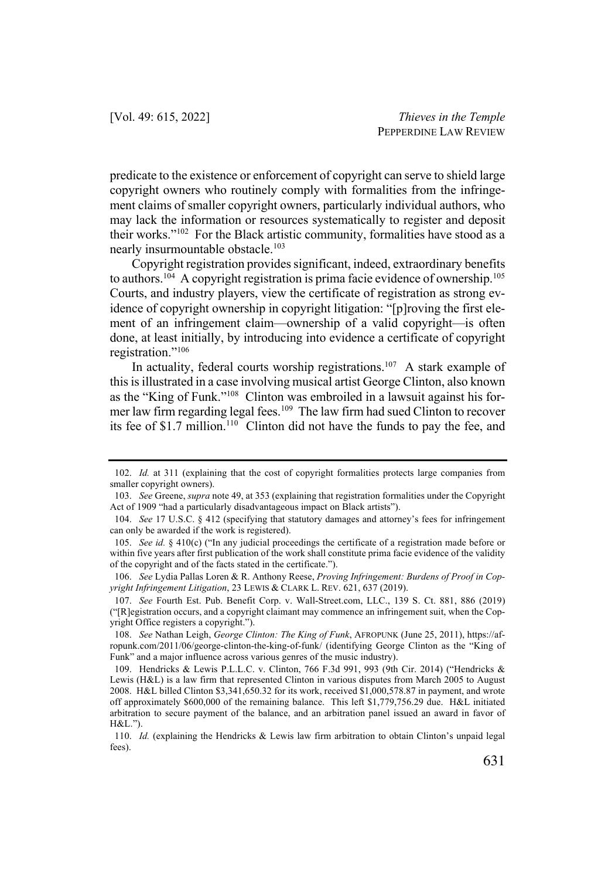predicate to the existence or enforcement of copyright can serve to shield large copyright owners who routinely comply with formalities from the infringement claims of smaller copyright owners, particularly individual authors, who may lack the information or resources systematically to register and deposit their works."[102] For the Black artistic community, formalities have stood as a nearly insurmountable obstacle.[103]

Copyright registration provides significant, indeed, extraordinary benefits to authors.[104] A copyright registration is prima facie evidence of ownership.[105] Courts, and industry players, view the certificate of registration as strong evidence of copyright ownership in copyright litigation: "[p]roving the first element of an infringement claim—ownership of a valid copyright—is often done, at least initially, by introducing into evidence a certificate of copyright registration."[106]

In actuality, federal courts worship registrations.[107] A stark example of this is illustrated in a case involving musical artist George Clinton, also known as the "King of Funk."[108] Clinton was embroiled in a lawsuit against his former law firm regarding legal fees.[109] The law firm had sued Clinton to recover its fee of $1.7 million.[110] Clinton did not have the funds to pay the fee, and

---

102. *Id.* at 311 (explaining that the cost of copyright formalities protects large companies from smaller copyright owners).

103. *See* Greene, *supra* note 49, at 353 (explaining that registration formalities under the Copyright Act of 1909 "had a particularly disadvantageous impact on Black artists").

104. *See* 17 U.S.C. § 412 (specifying that statutory damages and attorney's fees for infringement can only be awarded if the work is registered).

105. *See id.* § 410(c) ("In any judicial proceedings the certificate of a registration made before or within five years after first publication of the work shall constitute prima facie evidence of the validity of the copyright and of the facts stated in the certificate.").

106. *See* Lydia Pallas Loren & R. Anthony Reese, *Proving Infringement: Burdens of Proof in Copyright Infringement Litigation*, 23 LEWIS & CLARK L. REV. 621, 637 (2019).

107. *See* Fourth Est. Pub. Benefit Corp. v. Wall-Street.com, LLC., 139 S. Ct. 881, 886 (2019) ("[R]egistration occurs, and a copyright claimant may commence an infringement suit, when the Copyright Office registers a copyright.").

108. *See* Nathan Leigh, *George Clinton: The King of Funk*, AFROPUNK (June 25, 2011), https://afropunk.com/2011/06/george-clinton-the-king-of-funk/ (identifying George Clinton as the "King of Funk" and a major influence across various genres of the music industry).

109. Hendricks & Lewis P.L.L.C. v. Clinton, 766 F.3d 991, 993 (9th Cir. 2014) ("Hendricks & Lewis (H&L) is a law firm that represented Clinton in various disputes from March 2005 to August 2008. H&L billed Clinton $3,341,650.32 for its work, received $1,000,578.87 in payment, and wrote off approximately $600,000 of the remaining balance. This left $1,779,756.29 due. H&L initiated arbitration to secure payment of the balance, and an arbitration panel issued an award in favor of H&L.").

110. *Id.* (explaining the Hendricks & Lewis law firm arbitration to obtain Clinton's unpaid legal fees).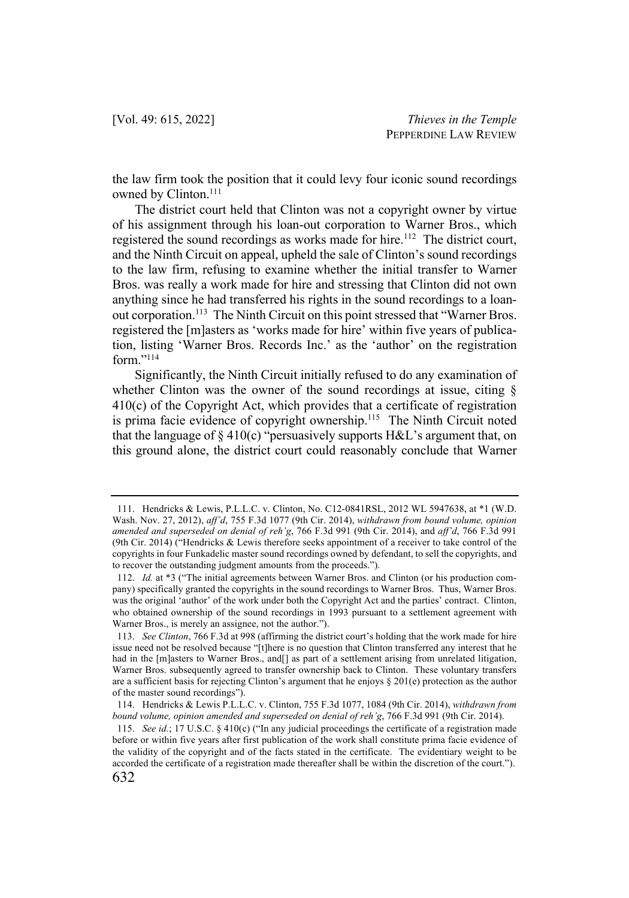the law firm took the position that it could levy four iconic sound recordings owned by Clinton.[111]

The district court held that Clinton was not a copyright owner by virtue of his assignment through his loan-out corporation to Warner Bros., which registered the sound recordings as works made for hire.[112] The district court, and the Ninth Circuit on appeal, upheld the sale of Clinton's sound recordings to the law firm, refusing to examine whether the initial transfer to Warner Bros. was really a work made for hire and stressing that Clinton did not own anything since he had transferred his rights in the sound recordings to a loan-out corporation.[113] The Ninth Circuit on this point stressed that "Warner Bros. registered the [m]asters as 'works made for hire' within five years of publication, listing 'Warner Bros. Records Inc.' as the 'author' on the registration form."[114]

Significantly, the Ninth Circuit initially refused to do any examination of whether Clinton was the owner of the sound recordings at issue, citing § 410(c) of the Copyright Act, which provides that a certificate of registration is prima facie evidence of copyright ownership.[115] The Ninth Circuit noted that the language of § 410(c) "persuasively supports H&L's argument that, on this ground alone, the district court could reasonably conclude that Warner

---

111. Hendricks & Lewis, P.L.L.C. v. Clinton, No. C12-0841RSL, 2012 WL 5947638, at *1 (W.D. Wash. Nov. 27, 2012), *aff'd*, 755 F.3d 1077 (9th Cir. 2014), *withdrawn from bound volume, opinion amended and superseded on denial of reh'g*, 766 F.3d 991 (9th Cir. 2014), and *aff'd*, 766 F.3d 991 (9th Cir. 2014) ("Hendricks & Lewis therefore seeks appointment of a receiver to take control of the copyrights in four Funkadelic master sound recordings owned by defendant, to sell the copyrights, and to recover the outstanding judgment amounts from the proceeds.").

112. *Id.* at *3 ("The initial agreements between Warner Bros. and Clinton (or his production company) specifically granted the copyrights in the sound recordings to Warner Bros. Thus, Warner Bros. was the original 'author' of the work under both the Copyright Act and the parties' contract. Clinton, who obtained ownership of the sound recordings in 1993 pursuant to a settlement agreement with Warner Bros., is merely an assignee, not the author.").

113. *See Clinton*, 766 F.3d at 998 (affirming the district court's holding that the work made for hire issue need not be resolved because "[t]here is no question that Clinton transferred any interest that he had in the [m]asters to Warner Bros., and[] as part of a settlement arising from unrelated litigation, Warner Bros. subsequently agreed to transfer ownership back to Clinton. These voluntary transfers are a sufficient basis for rejecting Clinton's argument that he enjoys § 201(e) protection as the author of the master sound recordings").

114. Hendricks & Lewis P.L.L.C. v. Clinton, 755 F.3d 1077, 1084 (9th Cir. 2014), *withdrawn from bound volume, opinion amended and superseded on denial of reh'g*, 766 F.3d 991 (9th Cir. 2014).

115. *See id.*; 17 U.S.C. § 410(c) ("In any judicial proceedings the certificate of a registration made before or within five years after first publication of the work shall constitute prima facie evidence of the validity of the copyright and of the facts stated in the certificate. The evidentiary weight to be accorded the certificate of a registration made thereafter shall be within the discretion of the court.").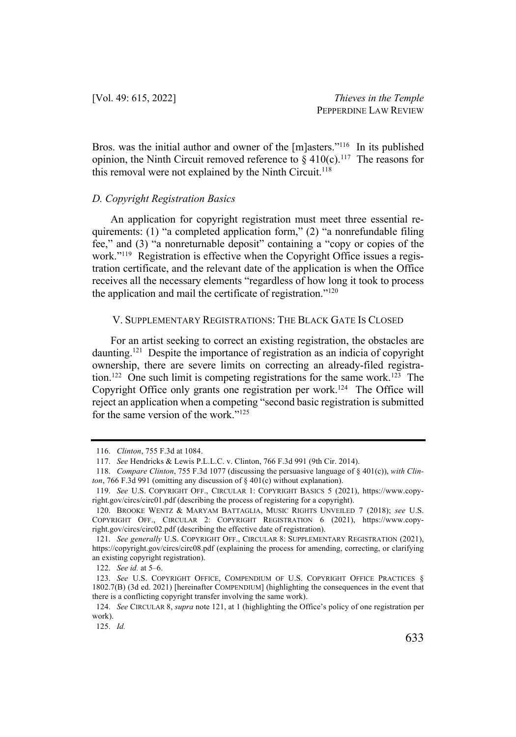Bros. was the initial author and owner of the [m]asters."[116] In its published opinion, the Ninth Circuit removed reference to § 410(c).[117] The reasons for this removal were not explained by the Ninth Circuit.[118]

### *D. Copyright Registration Basics*

An application for copyright registration must meet three essential requirements: (1) "a completed application form," (2) "a nonrefundable filing fee," and (3) "a nonreturnable deposit" containing a "copy or copies of the work."[119] Registration is effective when the Copyright Office issues a registration certificate, and the relevant date of the application is when the Office receives all the necessary elements "regardless of how long it took to process the application and mail the certificate of registration."[120]

## V. SUPPLEMENTARY REGISTRATIONS: THE BLACK GATE IS CLOSED

For an artist seeking to correct an existing registration, the obstacles are daunting.[121] Despite the importance of registration as an indicia of copyright ownership, there are severe limits on correcting an already-filed registration.[122] One such limit is competing registrations for the same work.[123] The Copyright Office only grants one registration per work.[124] The Office will reject an application when a competing "second basic registration is submitted for the same version of the work."[125]

---

116. *Clinton*, 755 F.3d at 1084.

117. *See* Hendricks & Lewis P.L.L.C. v. Clinton, 766 F.3d 991 (9th Cir. 2014).

118. *Compare Clinton*, 755 F.3d 1077 (discussing the persuasive language of § 401(c)), *with Clinton*, 766 F.3d 991 (omitting any discussion of § 401(c) without explanation).

119. *See* U.S. COPYRIGHT OFF., CIRCULAR 1: COPYRIGHT BASICS 5 (2021), https://www.copyright.gov/circs/circ01.pdf (describing the process of registering for a copyright).

120. BROOKE WENTZ & MARYAM BATTAGLIA, MUSIC RIGHTS UNVEILED 7 (2018); *see* U.S. COPYRIGHT OFF., CIRCULAR 2: COPYRIGHT REGISTRATION 6 (2021), https://www.copyright.gov/circs/circ02.pdf (describing the effective date of registration).

121. *See generally* U.S. COPYRIGHT OFF., CIRCULAR 8: SUPPLEMENTARY REGISTRATION (2021), https://copyright.gov/circs/circ08.pdf (explaining the process for amending, correcting, or clarifying an existing copyright registration).

122. *See id.* at 5–6.

123. *See* U.S. COPYRIGHT OFFICE, COMPENDIUM OF U.S. COPYRIGHT OFFICE PRACTICES § 1802.7(B) (3d ed. 2021) [hereinafter COMPENDIUM] (highlighting the consequences in the event that there is a conflicting copyright transfer involving the same work).

124. *See* CIRCULAR 8, *supra* note 121, at 1 (highlighting the Office's policy of one registration per work).

125. *Id.*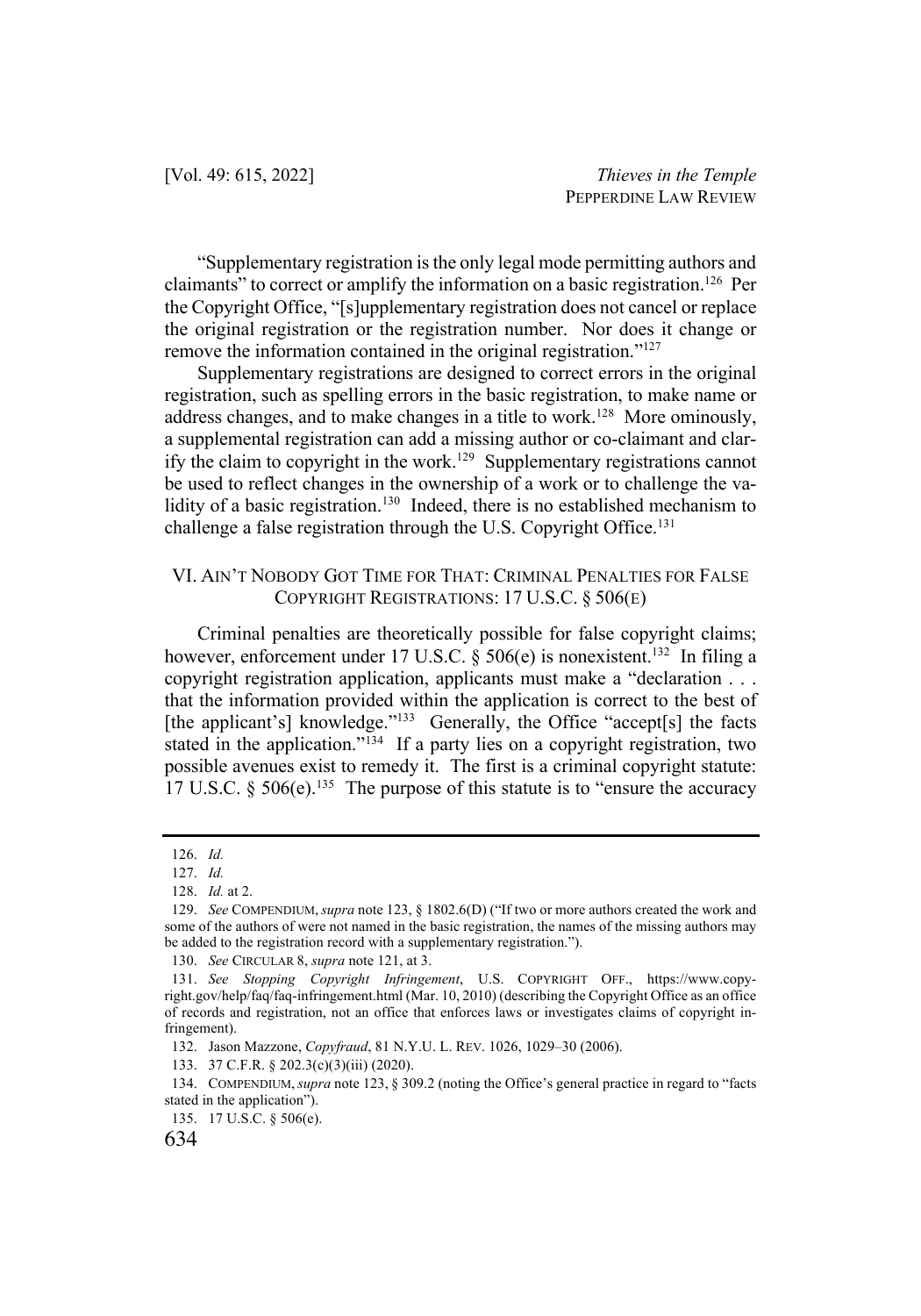"Supplementary registration is the only legal mode permitting authors and claimants" to correct or amplify the information on a basic registration.[126] Per the Copyright Office, "[s]upplementary registration does not cancel or replace the original registration or the registration number. Nor does it change or remove the information contained in the original registration."[127]

Supplementary registrations are designed to correct errors in the original registration, such as spelling errors in the basic registration, to make name or address changes, and to make changes in a title to work.[128] More ominously, a supplemental registration can add a missing author or co-claimant and clarify the claim to copyright in the work.[129] Supplementary registrations cannot be used to reflect changes in the ownership of a work or to challenge the validity of a basic registration.[130] Indeed, there is no established mechanism to challenge a false registration through the U.S. Copyright Office.[131]

## VI. AIN'T NOBODY GOT TIME FOR THAT: CRIMINAL PENALTIES FOR FALSE COPYRIGHT REGISTRATIONS: 17 U.S.C. § 506(E)

Criminal penalties are theoretically possible for false copyright claims; however, enforcement under 17 U.S.C. § 506(e) is nonexistent.[132] In filing a copyright registration application, applicants must make a "declaration . . . that the information provided within the application is correct to the best of [the applicant's] knowledge."[133] Generally, the Office "accept[s] the facts stated in the application."[134] If a party lies on a copyright registration, two possible avenues exist to remedy it. The first is a criminal copyright statute: 17 U.S.C. § 506(e).[135] The purpose of this statute is to "ensure the accuracy

---

126. *Id.*

127. *Id.*

128. *Id.* at 2.

129. *See* COMPENDIUM, *supra* note 123, § 1802.6(D) ("If two or more authors created the work and some of the authors of were not named in the basic registration, the names of the missing authors may be added to the registration record with a supplementary registration.").

130. *See* CIRCULAR 8, *supra* note 121, at 3.

131. *See Stopping Copyright Infringement*, U.S. COPYRIGHT OFF., https://www.copyright.gov/help/faq/faq-infringement.html (Mar. 10, 2010) (describing the Copyright Office as an office of records and registration, not an office that enforces laws or investigates claims of copyright infringement).

132. Jason Mazzone, *Copyfraud*, 81 N.Y.U. L. REV. 1026, 1029–30 (2006).

133. 37 C.F.R. § 202.3(c)(3)(iii) (2020).

134. COMPENDIUM, *supra* note 123, § 309.2 (noting the Office's general practice in regard to "facts stated in the application").

135. 17 U.S.C. § 506(e).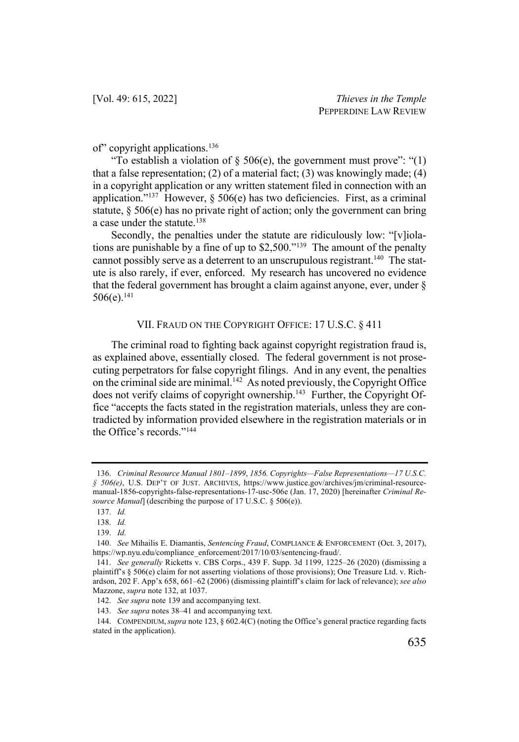of" copyright applications.[136]

"To establish a violation of § 506(e), the government must prove": "(1) that a false representation; (2) of a material fact; (3) was knowingly made; (4) in a copyright application or any written statement filed in connection with an application."[137] However, § 506(e) has two deficiencies. First, as a criminal statute, § 506(e) has no private right of action; only the government can bring a case under the statute.[138]

Secondly, the penalties under the statute are ridiculously low: "[v]iolations are punishable by a fine of up to $2,500."[139] The amount of the penalty cannot possibly serve as a deterrent to an unscrupulous registrant.[140] The statute is also rarely, if ever, enforced. My research has uncovered no evidence that the federal government has brought a claim against anyone, ever, under § 506(e).[141]

## VII. Fraud on the Copyright Office: 17 U.S.C. § 411

The criminal road to fighting back against copyright registration fraud is, as explained above, essentially closed. The federal government is not prosecuting perpetrators for false copyright filings. And in any event, the penalties on the criminal side are minimal.[142] As noted previously, the Copyright Office does not verify claims of copyright ownership.[143] Further, the Copyright Office "accepts the facts stated in the registration materials, unless they are contradicted by information provided elsewhere in the registration materials or in the Office's records."[144]

---

136. *Criminal Resource Manual 1801–1899*, *1856. Copyrights—False Representations—17 U.S.C. § 506(e)*, U.S. DEP'T OF JUST. ARCHIVES, https://www.justice.gov/archives/jm/criminal-resource-manual-1856-copyrights-false-representations-17-usc-506e (Jan. 17, 2020) [hereinafter *Criminal Resource Manual*] (describing the purpose of 17 U.S.C. § 506(e)).

137. *Id.*

138. *Id.*

139. *Id.*

140. *See* Mihailis E. Diamantis, *Sentencing Fraud*, COMPLIANCE & ENFORCEMENT (Oct. 3, 2017), https://wp.nyu.edu/compliance_enforcement/2017/10/03/sentencing-fraud/.

141. *See generally* Ricketts v. CBS Corps., 439 F. Supp. 3d 1199, 1225–26 (2020) (dismissing a plaintiff's § 506(e) claim for not asserting violations of those provisions); One Treasure Ltd. v. Richardson, 202 F. App'x 658, 661–62 (2006) (dismissing plaintiff's claim for lack of relevance); *see also* Mazzone, *supra* note 132, at 1037.

142. *See supra* note 139 and accompanying text.

143. *See supra* notes 38–41 and accompanying text.

144. COMPENDIUM, *supra* note 123, § 602.4(C) (noting the Office's general practice regarding facts stated in the application).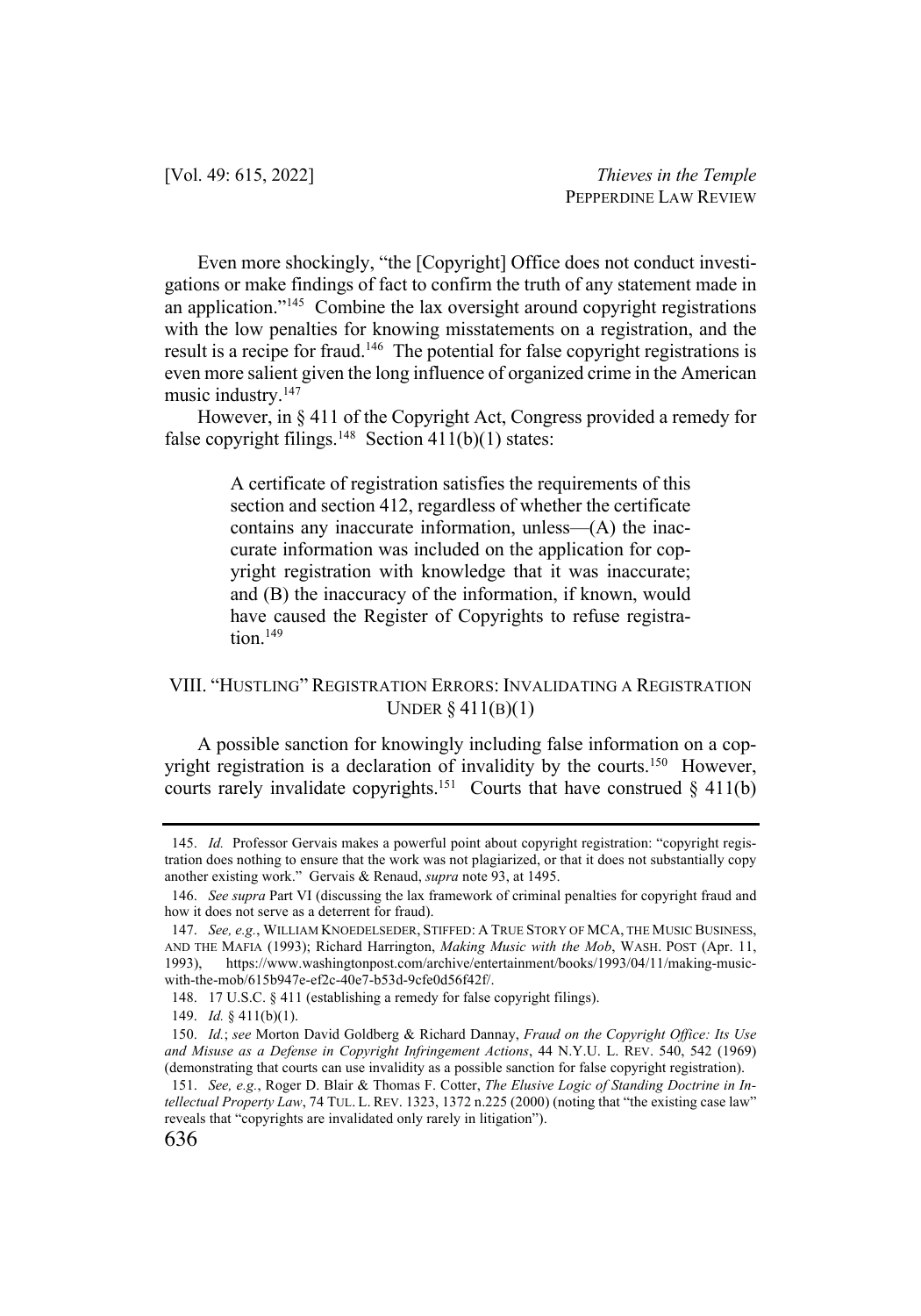Even more shockingly, "the [Copyright] Office does not conduct investigations or make findings of fact to confirm the truth of any statement made in an application."[145] Combine the lax oversight around copyright registrations with the low penalties for knowing misstatements on a registration, and the result is a recipe for fraud.[146] The potential for false copyright registrations is even more salient given the long influence of organized crime in the American music industry.[147]

However, in § 411 of the Copyright Act, Congress provided a remedy for false copyright filings.[148] Section 411(b)(1) states:

> A certificate of registration satisfies the requirements of this section and section 412, regardless of whether the certificate contains any inaccurate information, unless—(A) the inaccurate information was included on the application for copyright registration with knowledge that it was inaccurate; and (B) the inaccuracy of the information, if known, would have caused the Register of Copyrights to refuse registration.[149]

## VIII. "HUSTLING" REGISTRATION ERRORS: INVALIDATING A REGISTRATION UNDER § 411(B)(1)

A possible sanction for knowingly including false information on a copyright registration is a declaration of invalidity by the courts.[150] However, courts rarely invalidate copyrights.[151] Courts that have construed § 411(b)

---

145. *Id.* Professor Gervais makes a powerful point about copyright registration: "copyright registration does nothing to ensure that the work was not plagiarized, or that it does not substantially copy another existing work." Gervais & Renaud, *supra* note 93, at 1495.

146. *See supra* Part VI (discussing the lax framework of criminal penalties for copyright fraud and how it does not serve as a deterrent for fraud).

147. *See, e.g.*, WILLIAM KNOEDELSEDER, STIFFED: A TRUE STORY OF MCA, THE MUSIC BUSINESS, AND THE MAFIA (1993); Richard Harrington, *Making Music with the Mob*, WASH. POST (Apr. 11, 1993), https://www.washingtonpost.com/archive/entertainment/books/1993/04/11/making-music-with-the-mob/615b947e-ef2c-40e7-b53d-9cfe0d56f42f/.

148. 17 U.S.C. § 411 (establishing a remedy for false copyright filings).

149. *Id.* § 411(b)(1).

150. *Id.*; *see* Morton David Goldberg & Richard Dannay, *Fraud on the Copyright Office: Its Use and Misuse as a Defense in Copyright Infringement Actions*, 44 N.Y.U. L. REV. 540, 542 (1969) (demonstrating that courts can use invalidity as a possible sanction for false copyright registration).

151. *See, e.g.*, Roger D. Blair & Thomas F. Cotter, *The Elusive Logic of Standing Doctrine in Intellectual Property Law*, 74 TUL. L. REV. 1323, 1372 n.225 (2000) (noting that "the existing case law" reveals that "copyrights are invalidated only rarely in litigation").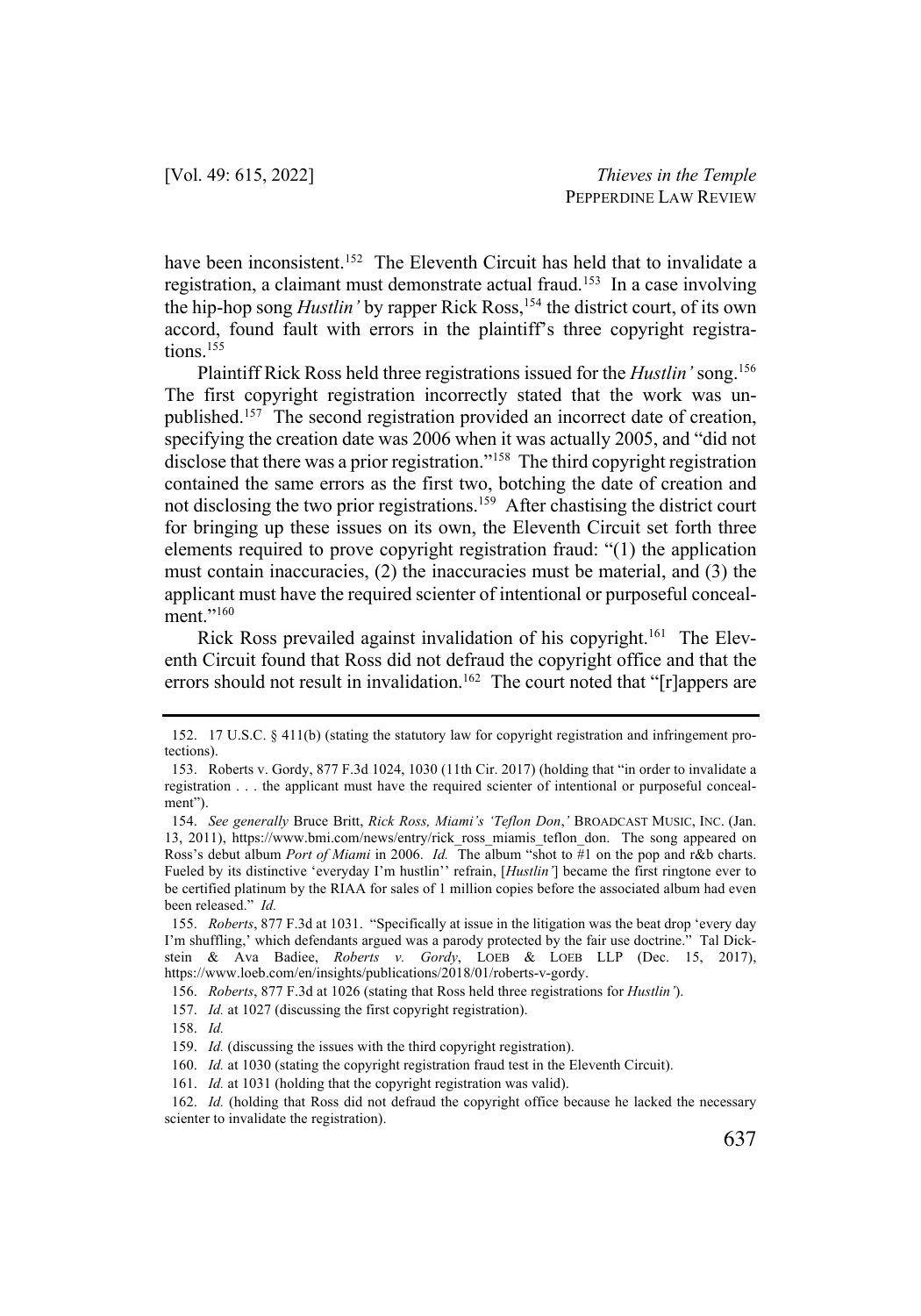have been inconsistent.[152] The Eleventh Circuit has held that to invalidate a registration, a claimant must demonstrate actual fraud.[153] In a case involving the hip-hop song *Hustlin'* by rapper Rick Ross,[154] the district court, of its own accord, found fault with errors in the plaintiff's three copyright registrations.[155]

Plaintiff Rick Ross held three registrations issued for the *Hustlin'* song.[156] The first copyright registration incorrectly stated that the work was unpublished.[157] The second registration provided an incorrect date of creation, specifying the creation date was 2006 when it was actually 2005, and "did not disclose that there was a prior registration."[158] The third copyright registration contained the same errors as the first two, botching the date of creation and not disclosing the two prior registrations.[159] After chastising the district court for bringing up these issues on its own, the Eleventh Circuit set forth three elements required to prove copyright registration fraud: "(1) the application must contain inaccuracies, (2) the inaccuracies must be material, and (3) the applicant must have the required scienter of intentional or purposeful concealment."[160]

Rick Ross prevailed against invalidation of his copyright.[161] The Eleventh Circuit found that Ross did not defraud the copyright office and that the errors should not result in invalidation.[162] The court noted that "[r]appers are

---

152. 17 U.S.C. § 411(b) (stating the statutory law for copyright registration and infringement protections).

153. Roberts v. Gordy, 877 F.3d 1024, 1030 (11th Cir. 2017) (holding that "in order to invalidate a registration . . . the applicant must have the required scienter of intentional or purposeful concealment").

154. *See generally* Bruce Britt, *Rick Ross, Miami's 'Teflon Don*,*'* BROADCAST MUSIC, INC. (Jan. 13, 2011), https://www.bmi.com/news/entry/rick_ross_miamis_teflon_don. The song appeared on Ross's debut album *Port of Miami* in 2006. *Id.* The album "shot to #1 on the pop and r&b charts. Fueled by its distinctive 'everyday I'm hustlin'' refrain, [*Hustlin'*] became the first ringtone ever to be certified platinum by the RIAA for sales of 1 million copies before the associated album had even been released." *Id.*

155. *Roberts*, 877 F.3d at 1031. "Specifically at issue in the litigation was the beat drop 'every day I'm shuffling,' which defendants argued was a parody protected by the fair use doctrine." Tal Dickstein & Ava Badiee, *Roberts v. Gordy*, LOEB & LOEB LLP (Dec. 15, 2017), https://www.loeb.com/en/insights/publications/2018/01/roberts-v-gordy.

156. *Roberts*, 877 F.3d at 1026 (stating that Ross held three registrations for *Hustlin'*).

157. *Id.* at 1027 (discussing the first copyright registration).

158. *Id.*

159. *Id.* (discussing the issues with the third copyright registration).

160. *Id.* at 1030 (stating the copyright registration fraud test in the Eleventh Circuit).

161. *Id.* at 1031 (holding that the copyright registration was valid).

162. *Id.* (holding that Ross did not defraud the copyright office because he lacked the necessary scienter to invalidate the registration).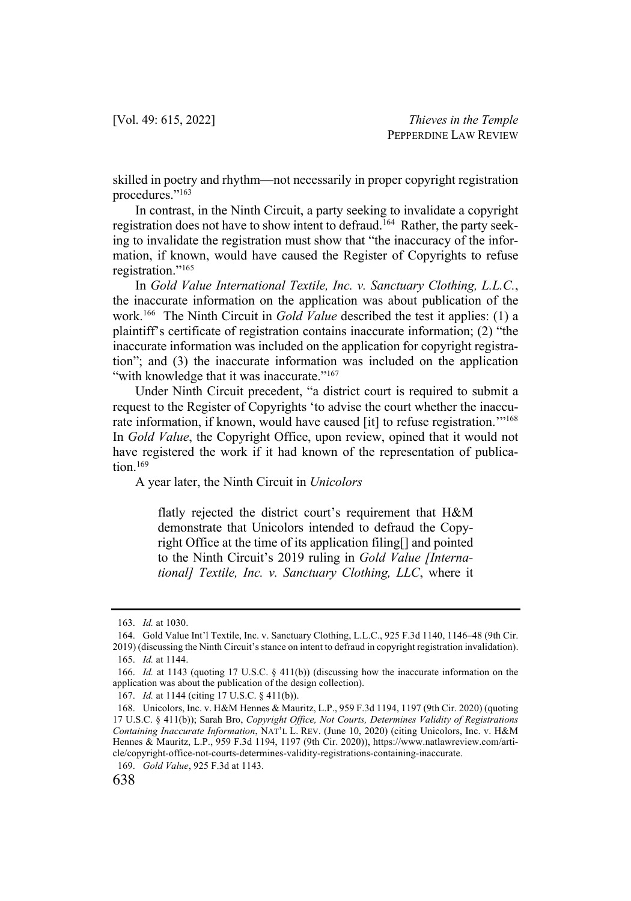skilled in poetry and rhythm—not necessarily in proper copyright registration procedures."[163]

In contrast, in the Ninth Circuit, a party seeking to invalidate a copyright registration does not have to show intent to defraud.[164] Rather, the party seeking to invalidate the registration must show that "the inaccuracy of the information, if known, would have caused the Register of Copyrights to refuse registration."[165]

In *Gold Value International Textile, Inc. v. Sanctuary Clothing, L.L.C.*, the inaccurate information on the application was about publication of the work.[166] The Ninth Circuit in *Gold Value* described the test it applies: (1) a plaintiff's certificate of registration contains inaccurate information; (2) "the inaccurate information was included on the application for copyright registration"; and (3) the inaccurate information was included on the application "with knowledge that it was inaccurate."[167]

Under Ninth Circuit precedent, "a district court is required to submit a request to the Register of Copyrights 'to advise the court whether the inaccurate information, if known, would have caused [it] to refuse registration.'"[168] In *Gold Value*, the Copyright Office, upon review, opined that it would not have registered the work if it had known of the representation of publication.[169]

A year later, the Ninth Circuit in *Unicolors*

> flatly rejected the district court's requirement that H&M demonstrate that Unicolors intended to defraud the Copyright Office at the time of its application filing[] and pointed to the Ninth Circuit's 2019 ruling in *Gold Value [International] Textile, Inc. v. Sanctuary Clothing, LLC*, where it

---

163. *Id.* at 1030.

164. Gold Value Int'l Textile, Inc. v. Sanctuary Clothing, L.L.C., 925 F.3d 1140, 1146–48 (9th Cir. 2019) (discussing the Ninth Circuit's stance on intent to defraud in copyright registration invalidation).

165. *Id.* at 1144.

166. *Id.* at 1143 (quoting 17 U.S.C. § 411(b)) (discussing how the inaccurate information on the application was about the publication of the design collection).

167. *Id.* at 1144 (citing 17 U.S.C. § 411(b)).

168. Unicolors, Inc. v. H&M Hennes & Mauritz, L.P., 959 F.3d 1194, 1197 (9th Cir. 2020) (quoting 17 U.S.C. § 411(b)); Sarah Bro, *Copyright Office, Not Courts, Determines Validity of Registrations Containing Inaccurate Information*, NAT'L L. REV. (June 10, 2020) (citing Unicolors, Inc. v. H&M Hennes & Mauritz, L.P., 959 F.3d 1194, 1197 (9th Cir. 2020)), https://www.natlawreview.com/article/copyright-office-not-courts-determines-validity-registrations-containing-inaccurate.

169. *Gold Value*, 925 F.3d at 1143.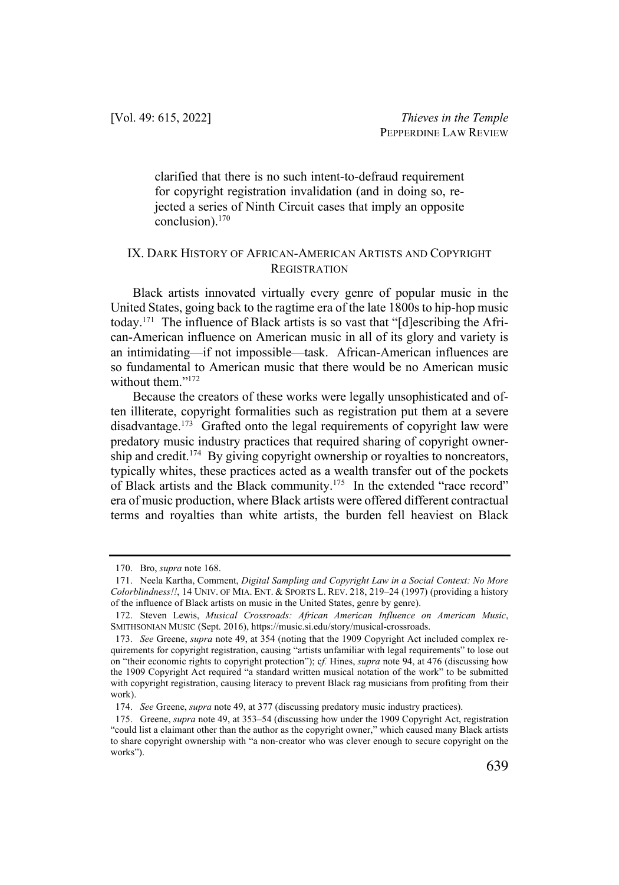clarified that there is no such intent-to-defraud requirement for copyright registration invalidation (and in doing so, rejected a series of Ninth Circuit cases that imply an opposite conclusion).[170]

## IX. Dark History of African-American Artists and Copyright Registration

Black artists innovated virtually every genre of popular music in the United States, going back to the ragtime era of the late 1800s to hip-hop music today.[171] The influence of Black artists is so vast that "[d]escribing the African-American influence on American music in all of its glory and variety is an intimidating—if not impossible—task. African-American influences are so fundamental to American music that there would be no American music without them."[172]

Because the creators of these works were legally unsophisticated and often illiterate, copyright formalities such as registration put them at a severe disadvantage.[173] Grafted onto the legal requirements of copyright law were predatory music industry practices that required sharing of copyright ownership and credit.[174] By giving copyright ownership or royalties to noncreators, typically whites, these practices acted as a wealth transfer out of the pockets of Black artists and the Black community.[175] In the extended "race record" era of music production, where Black artists were offered different contractual terms and royalties than white artists, the burden fell heaviest on Black

---

170. Bro, *supra* note 168.

171. Neela Kartha, Comment, *Digital Sampling and Copyright Law in a Social Context: No More Colorblindness!!*, 14 UNIV. OF MIA. ENT. & SPORTS L. REV. 218, 219–24 (1997) (providing a history of the influence of Black artists on music in the United States, genre by genre).

172. Steven Lewis, *Musical Crossroads: African American Influence on American Music*, SMITHSONIAN MUSIC (Sept. 2016), https://music.si.edu/story/musical-crossroads.

173. *See* Greene, *supra* note 49, at 354 (noting that the 1909 Copyright Act included complex requirements for copyright registration, causing "artists unfamiliar with legal requirements" to lose out on "their economic rights to copyright protection"); c*f.* Hines, *supra* note 94, at 476 (discussing how the 1909 Copyright Act required "a standard written musical notation of the work" to be submitted with copyright registration, causing literacy to prevent Black rag musicians from profiting from their work).

174. *See* Greene, *supra* note 49, at 377 (discussing predatory music industry practices).

175. Greene, *supra* note 49, at 353–54 (discussing how under the 1909 Copyright Act, registration "could list a claimant other than the author as the copyright owner," which caused many Black artists to share copyright ownership with "a non-creator who was clever enough to secure copyright on the works").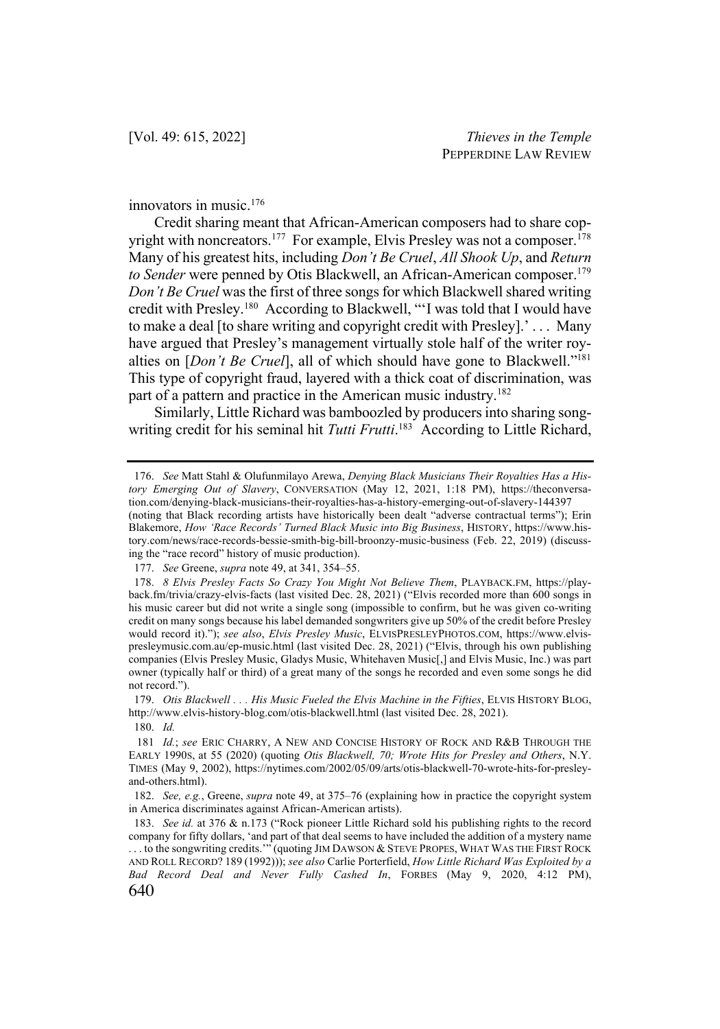innovators in music.[176]

Credit sharing meant that African-American composers had to share copyright with noncreators.[177] For example, Elvis Presley was not a composer.[178] Many of his greatest hits, including *Don't Be Cruel*, *All Shook Up*, and *Return to Sender* were penned by Otis Blackwell, an African-American composer.[179] *Don't Be Cruel* was the first of three songs for which Blackwell shared writing credit with Presley.[180] According to Blackwell, "'I was told that I would have to make a deal [to share writing and copyright credit with Presley].' . . . Many have argued that Presley's management virtually stole half of the writer royalties on [*Don't Be Cruel*], all of which should have gone to Blackwell."[181] This type of copyright fraud, layered with a thick coat of discrimination, was part of a pattern and practice in the American music industry.[182]

Similarly, Little Richard was bamboozled by producers into sharing songwriting credit for his seminal hit *Tutti Frutti*.[183] According to Little Richard,

---

176. *See* Matt Stahl & Olufunmilayo Arewa, *Denying Black Musicians Their Royalties Has a History Emerging Out of Slavery*, CONVERSATION (May 12, 2021, 1:18 PM), https://theconversation.com/denying-black-musicians-their-royalties-has-a-history-emerging-out-of-slavery-144397 (noting that Black recording artists have historically been dealt "adverse contractual terms"); Erin Blakemore, *How 'Race Records' Turned Black Music into Big Business*, HISTORY, https://www.history.com/news/race-records-bessie-smith-big-bill-broonzy-music-business (Feb. 22, 2019) (discussing the "race record" history of music production).

177. *See* Greene, *supra* note 49, at 341, 354–55.

178. *8 Elvis Presley Facts So Crazy You Might Not Believe Them*, PLAYBACK.FM, https://playback.fm/trivia/crazy-elvis-facts (last visited Dec. 28, 2021) ("Elvis recorded more than 600 songs in his music career but did not write a single song (impossible to confirm, but he was given co-writing credit on many songs because his label demanded songwriters give up 50% of the credit before Presley would record it)."); *see also*, *Elvis Presley Music*, ELVISPRESLEYPHOTOS.COM, https://www.elvispresleymusic.com.au/ep-music.html (last visited Dec. 28, 2021) ("Elvis, through his own publishing companies (Elvis Presley Music, Gladys Music, Whitehaven Music[,] and Elvis Music, Inc.) was part owner (typically half or third) of a great many of the songs he recorded and even some songs he did not record.").

179. *Otis Blackwell . . . His Music Fueled the Elvis Machine in the Fifties*, ELVIS HISTORY BLOG, http://www.elvis-history-blog.com/otis-blackwell.html (last visited Dec. 28, 2021).

180. *Id.*

181 *Id.*; *see* ERIC CHARRY, A NEW AND CONCISE HISTORY OF ROCK AND R&B THROUGH THE EARLY 1990S, at 55 (2020) (quoting *Otis Blackwell, 70; Wrote Hits for Presley and Others*, N.Y. TIMES (May 9, 2002), https://nytimes.com/2002/05/09/arts/otis-blackwell-70-wrote-hits-for-presley-and-others.html).

182. *See, e.g.*, Greene, *supra* note 49, at 375–76 (explaining how in practice the copyright system in America discriminates against African-American artists).

183. *See id.* at 376 & n.173 ("Rock pioneer Little Richard sold his publishing rights to the record company for fifty dollars, 'and part of that deal seems to have included the addition of a mystery name . . . to the songwriting credits.'" (quoting JIM DAWSON & STEVE PROPES, WHAT WAS THE FIRST ROCK AND ROLL RECORD? 189 (1992))); *see also* Carlie Porterfield, *How Little Richard Was Exploited by a Bad Record Deal and Never Fully Cashed In*, FORBES (May 9, 2020, 4:12 PM),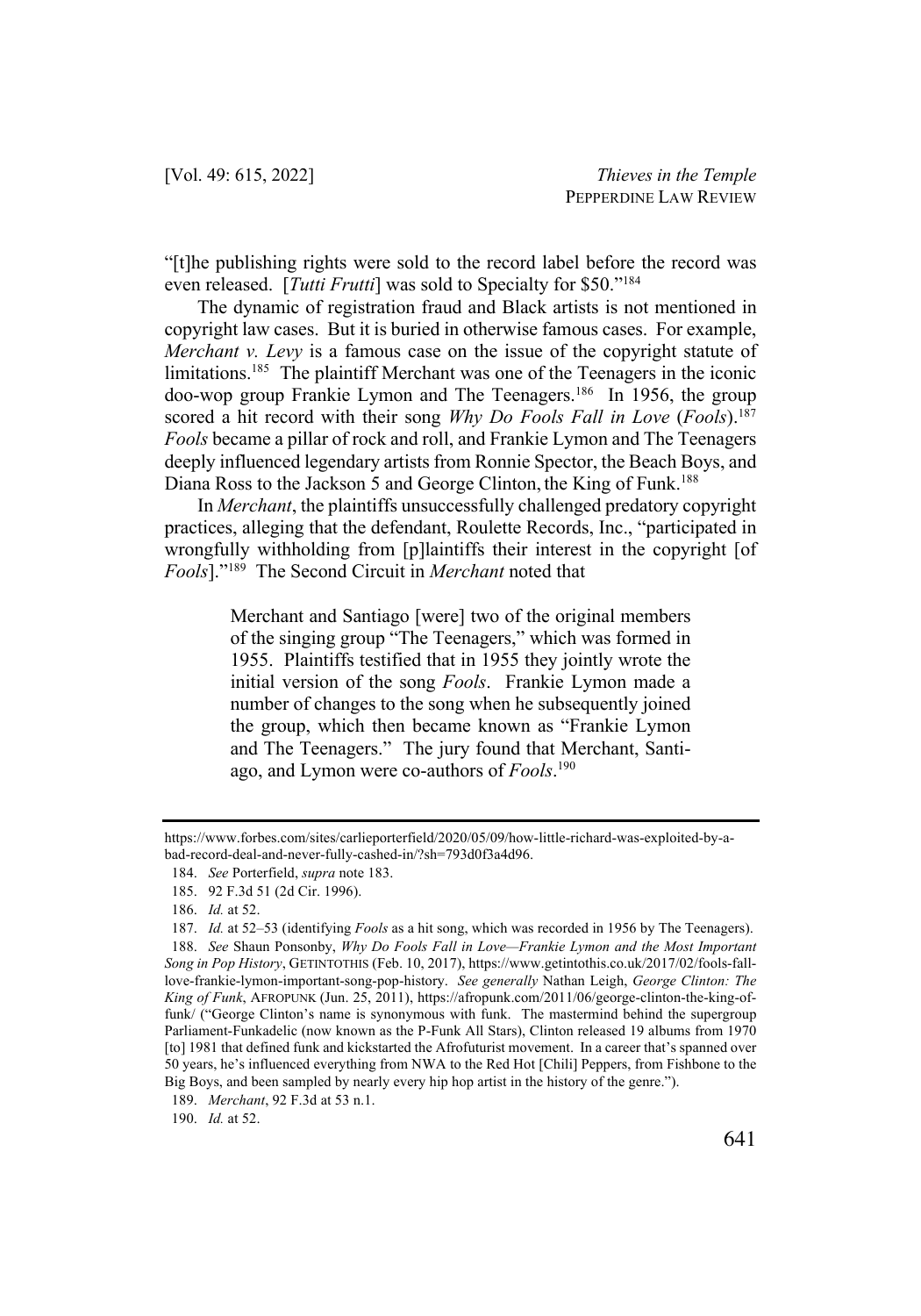"[t]he publishing rights were sold to the record label before the record was even released. [*Tutti Frutti*] was sold to Specialty for $50."[184]

The dynamic of registration fraud and Black artists is not mentioned in copyright law cases. But it is buried in otherwise famous cases. For example, *Merchant v. Levy* is a famous case on the issue of the copyright statute of limitations.[185] The plaintiff Merchant was one of the Teenagers in the iconic doo-wop group Frankie Lymon and The Teenagers.[186] In 1956, the group scored a hit record with their song *Why Do Fools Fall in Love* (*Fools*).[187] *Fools* became a pillar of rock and roll, and Frankie Lymon and The Teenagers deeply influenced legendary artists from Ronnie Spector, the Beach Boys, and Diana Ross to the Jackson 5 and George Clinton, the King of Funk.[188]

In *Merchant*, the plaintiffs unsuccessfully challenged predatory copyright practices, alleging that the defendant, Roulette Records, Inc., "participated in wrongfully withholding from [p]laintiffs their interest in the copyright [of *Fools*]."[189] The Second Circuit in *Merchant* noted that

> Merchant and Santiago [were] two of the original members of the singing group "The Teenagers," which was formed in 1955. Plaintiffs testified that in 1955 they jointly wrote the initial version of the song *Fools*. Frankie Lymon made a number of changes to the song when he subsequently joined the group, which then became known as "Frankie Lymon and The Teenagers." The jury found that Merchant, Santiago, and Lymon were co-authors of *Fools*.[190]

---

https://www.forbes.com/sites/carlieporterfield/2020/05/09/how-little-richard-was-exploited-by-a-bad-record-deal-and-never-fully-cashed-in/?sh=793d0f3a4d96.

184. *See* Porterfield, *supra* note 183.

185. 92 F.3d 51 (2d Cir. 1996).

186. *Id.* at 52.

187. *Id.* at 52–53 (identifying *Fools* as a hit song, which was recorded in 1956 by The Teenagers).

188. *See* Shaun Ponsonby, *Why Do Fools Fall in Love—Frankie Lymon and the Most Important Song in Pop History*, GETINTOTHIS (Feb. 10, 2017), https://www.getintothis.co.uk/2017/02/fools-fall-love-frankie-lymon-important-song-pop-history. *See generally* Nathan Leigh, *George Clinton: The King of Funk*, AFROPUNK (Jun. 25, 2011), https://afropunk.com/2011/06/george-clinton-the-king-of-funk/ ("George Clinton's name is synonymous with funk. The mastermind behind the supergroup Parliament-Funkadelic (now known as the P-Funk All Stars), Clinton released 19 albums from 1970 [to] 1981 that defined funk and kickstarted the Afrofuturist movement. In a career that's spanned over 50 years, he's influenced everything from NWA to the Red Hot [Chili] Peppers, from Fishbone to the Big Boys, and been sampled by nearly every hip hop artist in the history of the genre.").

189. *Merchant*, 92 F.3d at 53 n.1.

190. *Id.* at 52.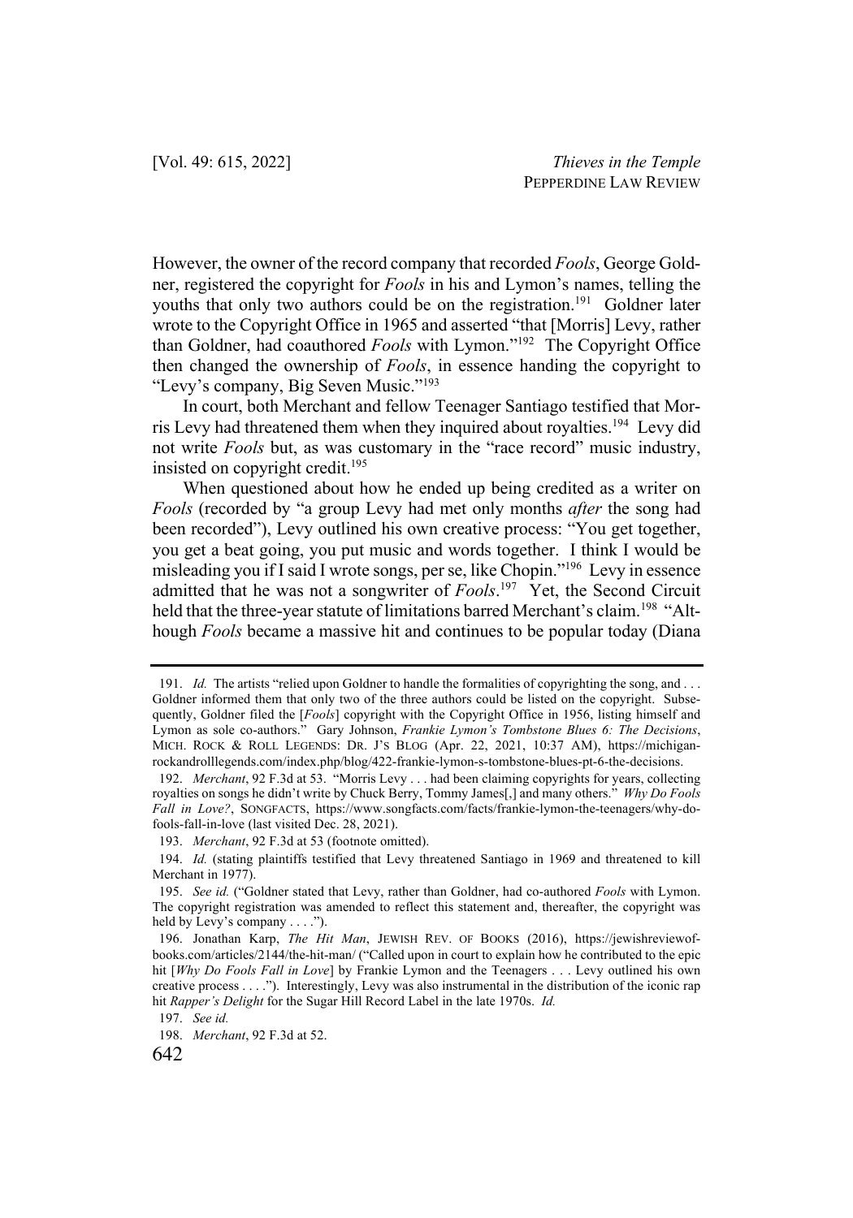However, the owner of the record company that recorded *Fools*, George Goldner, registered the copyright for *Fools* in his and Lymon's names, telling the youths that only two authors could be on the registration.[191] Goldner later wrote to the Copyright Office in 1965 and asserted "that [Morris] Levy, rather than Goldner, had coauthored *Fools* with Lymon."[192] The Copyright Office then changed the ownership of *Fools*, in essence handing the copyright to "Levy's company, Big Seven Music."[193]

In court, both Merchant and fellow Teenager Santiago testified that Morris Levy had threatened them when they inquired about royalties.[194] Levy did not write *Fools* but, as was customary in the "race record" music industry, insisted on copyright credit.[195]

When questioned about how he ended up being credited as a writer on *Fools* (recorded by "a group Levy had met only months *after* the song had been recorded"), Levy outlined his own creative process: "You get together, you get a beat going, you put music and words together. I think I would be misleading you if I said I wrote songs, per se, like Chopin."[196] Levy in essence admitted that he was not a songwriter of *Fools*.[197] Yet, the Second Circuit held that the three-year statute of limitations barred Merchant's claim.[198] "Although *Fools* became a massive hit and continues to be popular today (Diana

---

191. *Id.* The artists "relied upon Goldner to handle the formalities of copyrighting the song, and . . . Goldner informed them that only two of the three authors could be listed on the copyright. Subsequently, Goldner filed the [*Fools*] copyright with the Copyright Office in 1956, listing himself and Lymon as sole co-authors." Gary Johnson, *Frankie Lymon's Tombstone Blues 6: The Decisions*, MICH. ROCK & ROLL LEGENDS: DR. J'S BLOG (Apr. 22, 2021, 10:37 AM), https://michigan-rockandrolllegends.com/index.php/blog/422-frankie-lymon-s-tombstone-blues-pt-6-the-decisions.

192. *Merchant*, 92 F.3d at 53. "Morris Levy . . . had been claiming copyrights for years, collecting royalties on songs he didn't write by Chuck Berry, Tommy James[,] and many others." *Why Do Fools Fall in Love?*, SONGFACTS, https://www.songfacts.com/facts/frankie-lymon-the-teenagers/why-do-fools-fall-in-love (last visited Dec. 28, 2021).

193. *Merchant*, 92 F.3d at 53 (footnote omitted).

194. *Id.* (stating plaintiffs testified that Levy threatened Santiago in 1969 and threatened to kill Merchant in 1977).

195. *See id.* ("Goldner stated that Levy, rather than Goldner, had co-authored *Fools* with Lymon. The copyright registration was amended to reflect this statement and, thereafter, the copyright was held by Levy's company . . . .").

196. Jonathan Karp, *The Hit Man*, JEWISH REV. OF BOOKS (2016), https://jewishreviewofbooks.com/articles/2144/the-hit-man/ ("Called upon in court to explain how he contributed to the epic hit [*Why Do Fools Fall in Love*] by Frankie Lymon and the Teenagers . . . Levy outlined his own creative process . . . ."). Interestingly, Levy was also instrumental in the distribution of the iconic rap hit *Rapper's Delight* for the Sugar Hill Record Label in the late 1970s. *Id.*

197. *See id.*

198. *Merchant*, 92 F.3d at 52.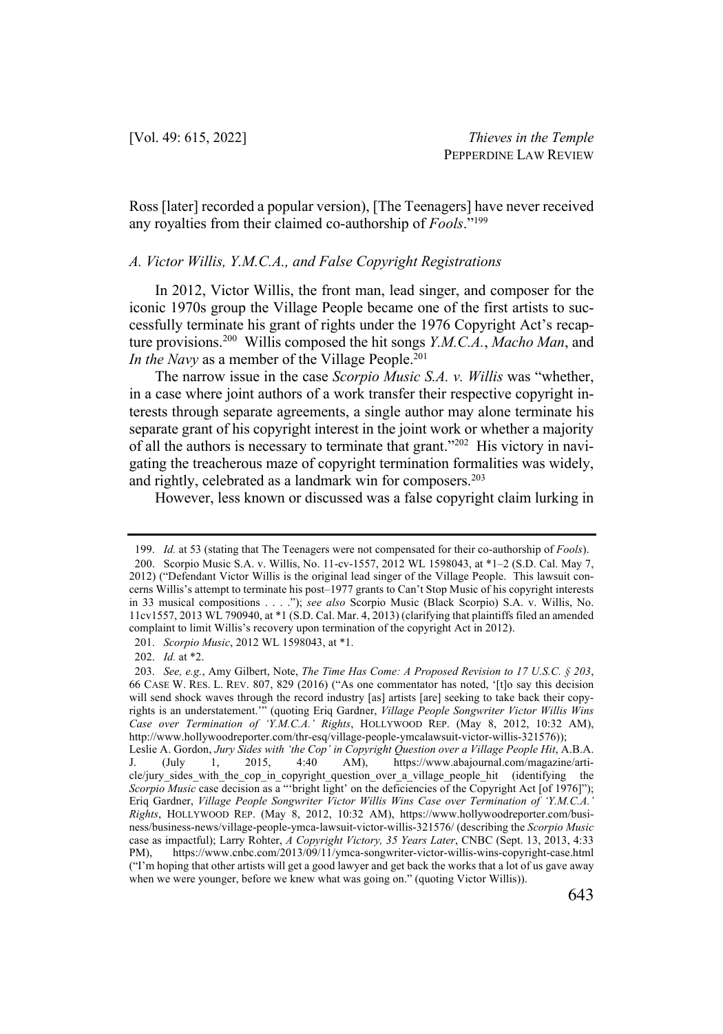Ross [later] recorded a popular version), [The Teenagers] have never received any royalties from their claimed co-authorship of *Fools*."[199]

### *A. Victor Willis, Y.M.C.A., and False Copyright Registrations*

In 2012, Victor Willis, the front man, lead singer, and composer for the iconic 1970s group the Village People became one of the first artists to successfully terminate his grant of rights under the 1976 Copyright Act's recapture provisions.[200] Willis composed the hit songs *Y.M.C.A.*, *Macho Man*, and *In the Navy* as a member of the Village People.[201]

The narrow issue in the case *Scorpio Music S.A. v. Willis* was "whether, in a case where joint authors of a work transfer their respective copyright interests through separate agreements, a single author may alone terminate his separate grant of his copyright interest in the joint work or whether a majority of all the authors is necessary to terminate that grant."[202] His victory in navigating the treacherous maze of copyright termination formalities was widely, and rightly, celebrated as a landmark win for composers.[203]

However, less known or discussed was a false copyright claim lurking in

---

199. *Id.* at 53 (stating that The Teenagers were not compensated for their co-authorship of *Fools*).

200. Scorpio Music S.A. v. Willis, No. 11-cv-1557, 2012 WL 1598043, at *1–2 (S.D. Cal. May 7, 2012) ("Defendant Victor Willis is the original lead singer of the Village People. This lawsuit concerns Willis's attempt to terminate his post–1977 grants to Can't Stop Music of his copyright interests in 33 musical compositions . . . ."); *see also* Scorpio Music (Black Scorpio) S.A. v. Willis, No. 11cv1557, 2013 WL 790940, at *1 (S.D. Cal. Mar. 4, 2013) (clarifying that plaintiffs filed an amended complaint to limit Willis's recovery upon termination of the copyright Act in 2012).

201. *Scorpio Music*, 2012 WL 1598043, at *1.

202. *Id.* at *2.

203. *See, e.g.*, Amy Gilbert, Note, *The Time Has Come: A Proposed Revision to 17 U.S.C. § 203*, 66 CASE W. RES. L. REV. 807, 829 (2016) ("As one commentator has noted, '[t]o say this decision will send shock waves through the record industry [as] artists [are] seeking to take back their copyrights is an understatement.'" (quoting Eriq Gardner, *Village People Songwriter Victor Willis Wins Case over Termination of 'Y.M.C.A.' Rights*, HOLLYWOOD REP. (May 8, 2012, 10:32 AM), http://www.hollywoodreporter.com/thr-esq/village-people-ymcalawsuit-victor-willis-321576)); Leslie A. Gordon, *Jury Sides with 'the Cop' in Copyright Question over a Village People Hit*, A.B.A. J. (July 1, 2015, 4:40 AM), https://www.abajournal.com/magazine/article/jury_sides_with_the_cop_in_copyright_question_over_a_village_people_hit (identifying the *Scorpio Music* case decision as a "'bright light' on the deficiencies of the Copyright Act [of 1976]"); Eriq Gardner, *Village People Songwriter Victor Willis Wins Case over Termination of 'Y.M.C.A.' Rights*, HOLLYWOOD REP. (May 8, 2012, 10:32 AM), https://www.hollywoodreporter.com/business/business-news/village-people-ymca-lawsuit-victor-willis-321576/ (describing the *Scorpio Music* case as impactful); Larry Rohter, *A Copyright Victory, 35 Years Later*, CNBC (Sept. 13, 2013, 4:33 PM), https://www.cnbc.com/2013/09/11/ymca-songwriter-victor-willis-wins-copyright-case.html ("I'm hoping that other artists will get a good lawyer and get back the works that a lot of us gave away when we were younger, before we knew what was going on." (quoting Victor Willis)).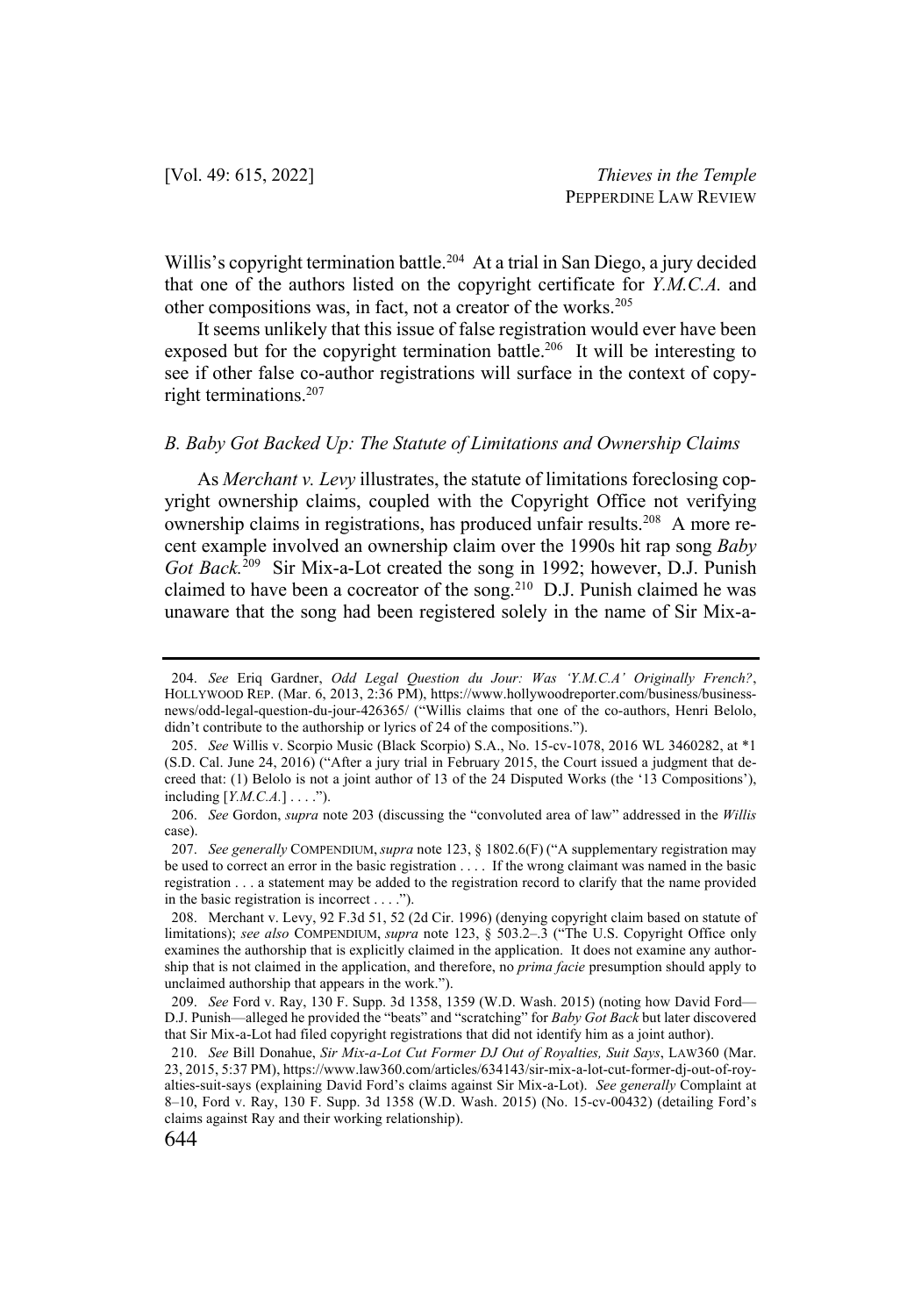Willis's copyright termination battle.[204] At a trial in San Diego, a jury decided that one of the authors listed on the copyright certificate for *Y.M.C.A.* and other compositions was, in fact, not a creator of the works.[205]

It seems unlikely that this issue of false registration would ever have been exposed but for the copyright termination battle.[206] It will be interesting to see if other false co-author registrations will surface in the context of copyright terminations.[207]

### *B. Baby Got Backed Up: The Statute of Limitations and Ownership Claims*

As *Merchant v. Levy* illustrates, the statute of limitations foreclosing copyright ownership claims, coupled with the Copyright Office not verifying ownership claims in registrations, has produced unfair results.[208] A more recent example involved an ownership claim over the 1990s hit rap song *Baby Got Back.*[209] Sir Mix-a-Lot created the song in 1992; however, D.J. Punish claimed to have been a cocreator of the song.[210] D.J. Punish claimed he was unaware that the song had been registered solely in the name of Sir Mix-a-

---

204. *See* Eriq Gardner, *Odd Legal Question du Jour: Was 'Y.M.C.A' Originally French?*, HOLLYWOOD REP. (Mar. 6, 2013, 2:36 PM), https://www.hollywoodreporter.com/business/business-news/odd-legal-question-du-jour-426365/ ("Willis claims that one of the co-authors, Henri Belolo, didn't contribute to the authorship or lyrics of 24 of the compositions.").

205. *See* Willis v. Scorpio Music (Black Scorpio) S.A., No. 15-cv-1078, 2016 WL 3460282, at *1 (S.D. Cal. June 24, 2016) ("After a jury trial in February 2015, the Court issued a judgment that decreed that: (1) Belolo is not a joint author of 13 of the 24 Disputed Works (the '13 Compositions'), including [*Y.M.C.A.*] . . . .").

206. *See* Gordon, *supra* note 203 (discussing the "convoluted area of law" addressed in the *Willis* case).

207. *See generally* COMPENDIUM, *supra* note 123, § 1802.6(F) ("A supplementary registration may be used to correct an error in the basic registration . . . . If the wrong claimant was named in the basic registration . . . a statement may be added to the registration record to clarify that the name provided in the basic registration is incorrect . . . .").

208. Merchant v. Levy, 92 F.3d 51, 52 (2d Cir. 1996) (denying copyright claim based on statute of limitations); *see also* COMPENDIUM, *supra* note 123, § 503.2–.3 ("The U.S. Copyright Office only examines the authorship that is explicitly claimed in the application. It does not examine any authorship that is not claimed in the application, and therefore, no *prima facie* presumption should apply to unclaimed authorship that appears in the work.").

209. *See* Ford v. Ray, 130 F. Supp. 3d 1358, 1359 (W.D. Wash. 2015) (noting how David Ford—D.J. Punish—alleged he provided the "beats" and "scratching" for *Baby Got Back* but later discovered that Sir Mix-a-Lot had filed copyright registrations that did not identify him as a joint author).

210. *See* Bill Donahue, *Sir Mix-a-Lot Cut Former DJ Out of Royalties, Suit Says*, LAW360 (Mar. 23, 2015, 5:37 PM), https://www.law360.com/articles/634143/sir-mix-a-lot-cut-former-dj-out-of-royalties-suit-says (explaining David Ford's claims against Sir Mix-a-Lot). *See generally* Complaint at 8–10, Ford v. Ray, 130 F. Supp. 3d 1358 (W.D. Wash. 2015) (No. 15-cv-00432) (detailing Ford's claims against Ray and their working relationship).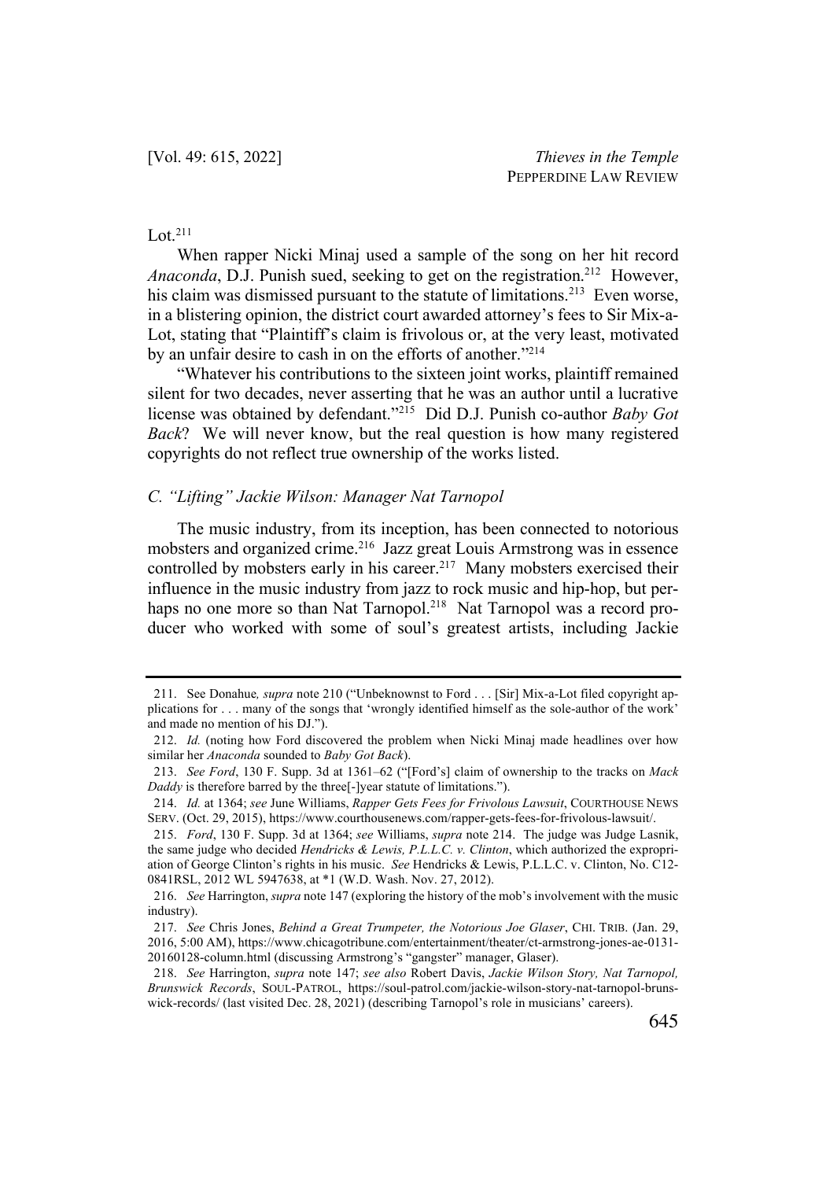Lot.[211]

When rapper Nicki Minaj used a sample of the song on her hit record *Anaconda*, D.J. Punish sued, seeking to get on the registration.[212] However, his claim was dismissed pursuant to the statute of limitations.[213] Even worse, in a blistering opinion, the district court awarded attorney's fees to Sir Mix-a-Lot, stating that "Plaintiff's claim is frivolous or, at the very least, motivated by an unfair desire to cash in on the efforts of another."[214]

"Whatever his contributions to the sixteen joint works, plaintiff remained silent for two decades, never asserting that he was an author until a lucrative license was obtained by defendant."[215] Did D.J. Punish co-author *Baby Got Back*? We will never know, but the real question is how many registered copyrights do not reflect true ownership of the works listed.

### *C. "Lifting" Jackie Wilson: Manager Nat Tarnopol*

The music industry, from its inception, has been connected to notorious mobsters and organized crime.[216] Jazz great Louis Armstrong was in essence controlled by mobsters early in his career.[217] Many mobsters exercised their influence in the music industry from jazz to rock music and hip-hop, but perhaps no one more so than Nat Tarnopol.[218] Nat Tarnopol was a record producer who worked with some of soul's greatest artists, including Jackie

---

211. See Donahue*, supra* note 210 ("Unbeknownst to Ford . . . [Sir] Mix-a-Lot filed copyright applications for . . . many of the songs that 'wrongly identified himself as the sole-author of the work' and made no mention of his DJ.").

212. *Id.* (noting how Ford discovered the problem when Nicki Minaj made headlines over how similar her *Anaconda* sounded to *Baby Got Back*).

213. *See Ford*, 130 F. Supp. 3d at 1361–62 ("[Ford's] claim of ownership to the tracks on *Mack Daddy* is therefore barred by the three[-]year statute of limitations.").

214. *Id.* at 1364; *see* June Williams, *Rapper Gets Fees for Frivolous Lawsuit*, COURTHOUSE NEWS SERV. (Oct. 29, 2015), https://www.courthousenews.com/rapper-gets-fees-for-frivolous-lawsuit/.

215. *Ford*, 130 F. Supp. 3d at 1364; *see* Williams, *supra* note 214. The judge was Judge Lasnik, the same judge who decided *Hendricks & Lewis, P.L.L.C. v. Clinton*, which authorized the expropriation of George Clinton's rights in his music. *See* Hendricks & Lewis, P.L.L.C. v. Clinton, No. C12-0841RSL, 2012 WL 5947638, at *1 (W.D. Wash. Nov. 27, 2012).

216. *See* Harrington, *supra* note 147 (exploring the history of the mob's involvement with the music industry).

217. *See* Chris Jones, *Behind a Great Trumpeter, the Notorious Joe Glaser*, CHI. TRIB. (Jan. 29, 2016, 5:00 AM), https://www.chicagotribune.com/entertainment/theater/ct-armstrong-jones-ae-0131-20160128-column.html (discussing Armstrong's "gangster" manager, Glaser).

218. *See* Harrington, *supra* note 147; *see also* Robert Davis, *Jackie Wilson Story, Nat Tarnopol, Brunswick Records*, SOUL-PATROL, https://soul-patrol.com/jackie-wilson-story-nat-tarnopol-brunswick-records/ (last visited Dec. 28, 2021) (describing Tarnopol's role in musicians' careers).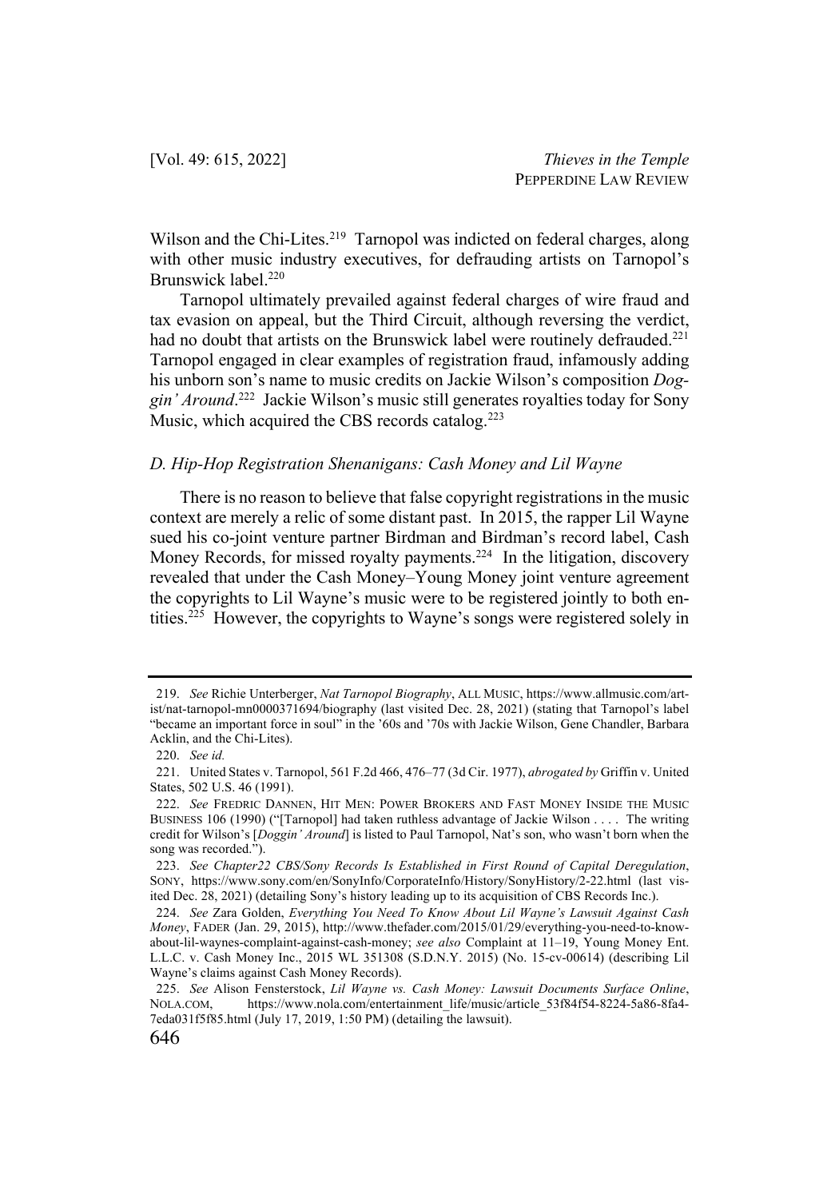Wilson and the Chi-Lites.[219] Tarnopol was indicted on federal charges, along with other music industry executives, for defrauding artists on Tarnopol's Brunswick label.[220]

Tarnopol ultimately prevailed against federal charges of wire fraud and tax evasion on appeal, but the Third Circuit, although reversing the verdict, had no doubt that artists on the Brunswick label were routinely defrauded.[221] Tarnopol engaged in clear examples of registration fraud, infamously adding his unborn son's name to music credits on Jackie Wilson's composition *Doggin' Around*.[222] Jackie Wilson's music still generates royalties today for Sony Music, which acquired the CBS records catalog.[223]

### *D. Hip-Hop Registration Shenanigans: Cash Money and Lil Wayne*

There is no reason to believe that false copyright registrations in the music context are merely a relic of some distant past. In 2015, the rapper Lil Wayne sued his co-joint venture partner Birdman and Birdman's record label, Cash Money Records, for missed royalty payments.[224] In the litigation, discovery revealed that under the Cash Money–Young Money joint venture agreement the copyrights to Lil Wayne's music were to be registered jointly to both entities.[225] However, the copyrights to Wayne's songs were registered solely in

---

219. *See* Richie Unterberger, *Nat Tarnopol Biography*, ALL MUSIC, https://www.allmusic.com/artist/nat-tarnopol-mn0000371694/biography (last visited Dec. 28, 2021) (stating that Tarnopol's label "became an important force in soul" in the '60s and '70s with Jackie Wilson, Gene Chandler, Barbara Acklin, and the Chi-Lites).

220. *See id.*

221. United States v. Tarnopol, 561 F.2d 466, 476–77 (3d Cir. 1977), *abrogated by* Griffin v. United States, 502 U.S. 46 (1991).

222. *See* FREDRIC DANNEN, HIT MEN: POWER BROKERS AND FAST MONEY INSIDE THE MUSIC BUSINESS 106 (1990) ("[Tarnopol] had taken ruthless advantage of Jackie Wilson . . . . The writing credit for Wilson's [*Doggin' Around*] is listed to Paul Tarnopol, Nat's son, who wasn't born when the song was recorded.").

223. *See Chapter22 CBS/Sony Records Is Established in First Round of Capital Deregulation*, SONY, https://www.sony.com/en/SonyInfo/CorporateInfo/History/SonyHistory/2-22.html (last visited Dec. 28, 2021) (detailing Sony's history leading up to its acquisition of CBS Records Inc.).

224. *See* Zara Golden, *Everything You Need To Know About Lil Wayne's Lawsuit Against Cash Money*, FADER (Jan. 29, 2015), http://www.thefader.com/2015/01/29/everything-you-need-to-know-about-lil-waynes-complaint-against-cash-money; *see also* Complaint at 11–19, Young Money Ent. L.L.C. v. Cash Money Inc., 2015 WL 351308 (S.D.N.Y. 2015) (No. 15-cv-00614) (describing Lil Wayne's claims against Cash Money Records).

225. *See* Alison Fensterstock, *Lil Wayne vs. Cash Money: Lawsuit Documents Surface Online*, NOLA.COM, https://www.nola.com/entertainment_life/music/article_53f84f54-8224-5a86-8fa4-7eda031f5f85.html (July 17, 2019, 1:50 PM) (detailing the lawsuit).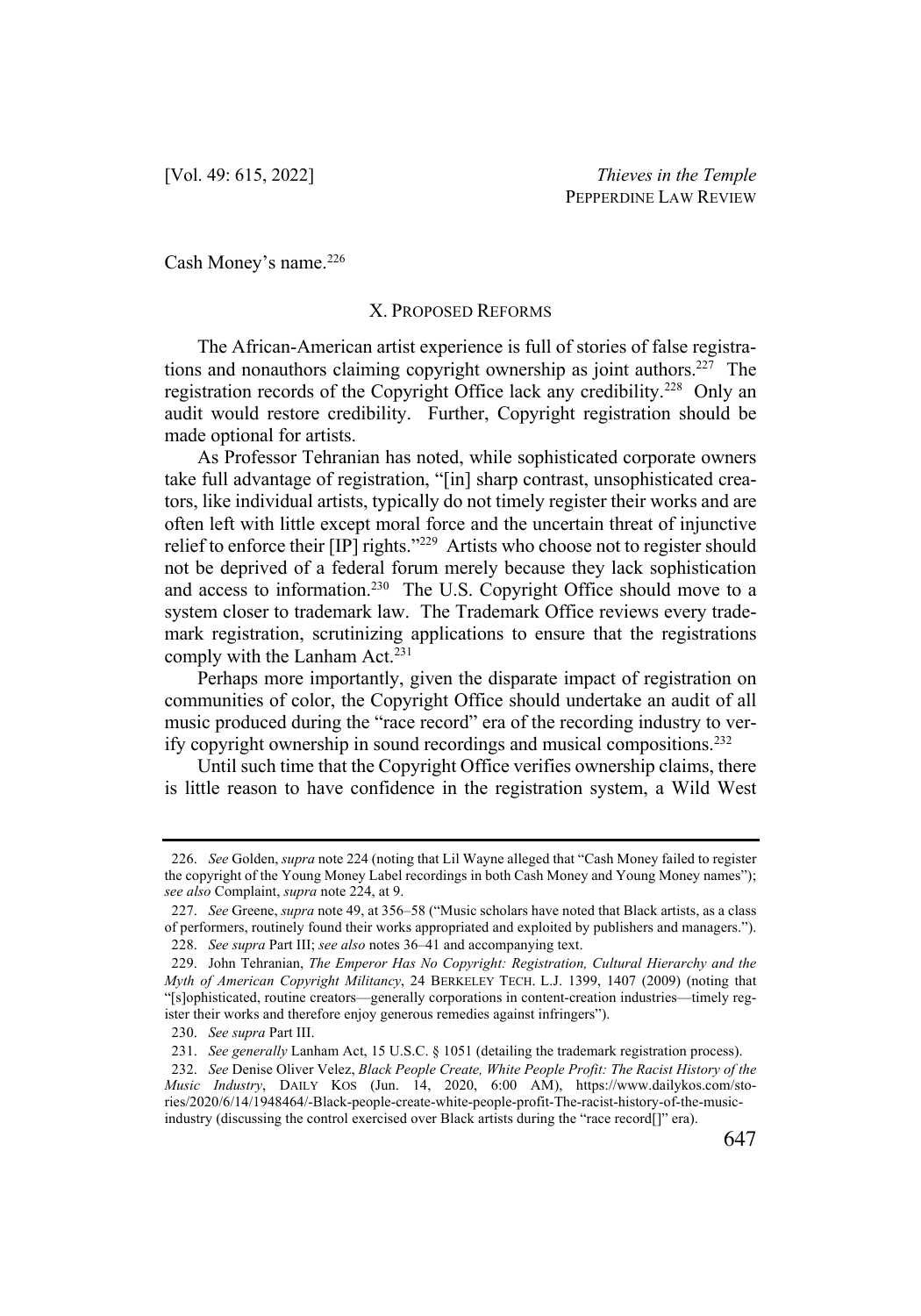Cash Money's name.[226]

## X. Proposed Reforms

The African-American artist experience is full of stories of false registrations and nonauthors claiming copyright ownership as joint authors.[227] The registration records of the Copyright Office lack any credibility.[228] Only an audit would restore credibility. Further, Copyright registration should be made optional for artists.

As Professor Tehranian has noted, while sophisticated corporate owners take full advantage of registration, "[in] sharp contrast, unsophisticated creators, like individual artists, typically do not timely register their works and are often left with little except moral force and the uncertain threat of injunctive relief to enforce their [IP] rights."[229] Artists who choose not to register should not be deprived of a federal forum merely because they lack sophistication and access to information.[230] The U.S. Copyright Office should move to a system closer to trademark law. The Trademark Office reviews every trademark registration, scrutinizing applications to ensure that the registrations comply with the Lanham Act.[231]

Perhaps more importantly, given the disparate impact of registration on communities of color, the Copyright Office should undertake an audit of all music produced during the "race record" era of the recording industry to verify copyright ownership in sound recordings and musical compositions.[232]

Until such time that the Copyright Office verifies ownership claims, there is little reason to have confidence in the registration system, a Wild West

---

226. *See* Golden, *supra* note 224 (noting that Lil Wayne alleged that "Cash Money failed to register the copyright of the Young Money Label recordings in both Cash Money and Young Money names"); *see also* Complaint, *supra* note 224, at 9.

227. *See* Greene, *supra* note 49, at 356–58 ("Music scholars have noted that Black artists, as a class of performers, routinely found their works appropriated and exploited by publishers and managers.").

228. *See supra* Part III; *see also* notes 36–41 and accompanying text.

229. John Tehranian, *The Emperor Has No Copyright: Registration, Cultural Hierarchy and the Myth of American Copyright Militancy*, 24 BERKELEY TECH. L.J. 1399, 1407 (2009) (noting that "[s]ophisticated, routine creators—generally corporations in content-creation industries—timely register their works and therefore enjoy generous remedies against infringers").

230. *See supra* Part III.

231. *See generally* Lanham Act, 15 U.S.C. § 1051 (detailing the trademark registration process).

232. *See* Denise Oliver Velez, *Black People Create, White People Profit: The Racist History of the Music Industry*, DAILY KOS (Jun. 14, 2020, 6:00 AM), https://www.dailykos.com/stories/2020/6/14/1948464/-Black-people-create-white-people-profit-The-racist-history-of-the-music-industry (discussing the control exercised over Black artists during the "race record[]" era).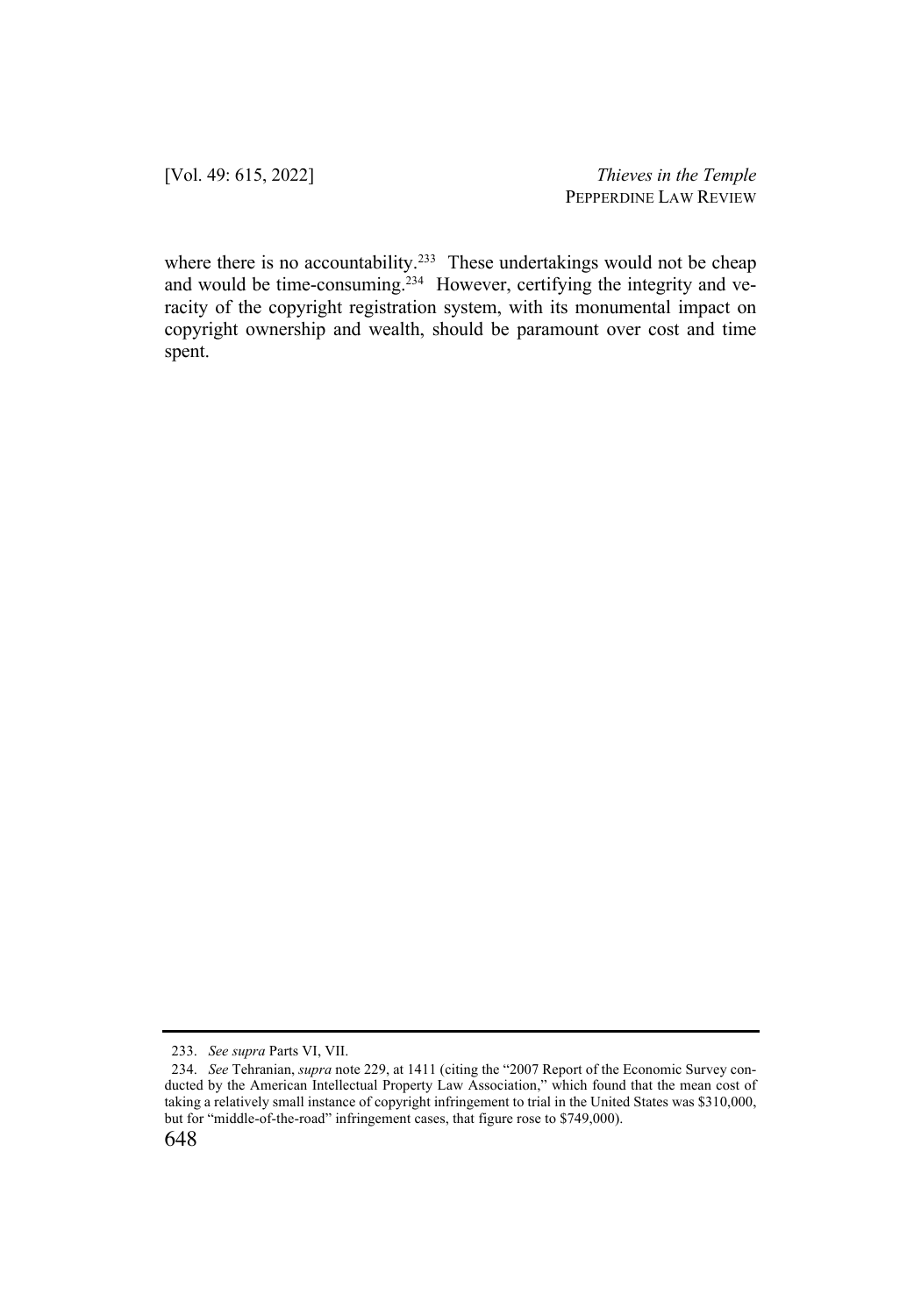where there is no accountability.[233] These undertakings would not be cheap and would be time-consuming.[234] However, certifying the integrity and veracity of the copyright registration system, with its monumental impact on copyright ownership and wealth, should be paramount over cost and time spent.

---

233. *See supra* Parts VI, VII.

234. *See* Tehranian, *supra* note 229, at 1411 (citing the "2007 Report of the Economic Survey conducted by the American Intellectual Property Law Association," which found that the mean cost of taking a relatively small instance of copyright infringement to trial in the United States was $310,000, but for "middle-of-the-road" infringement cases, that figure rose to $749,000).